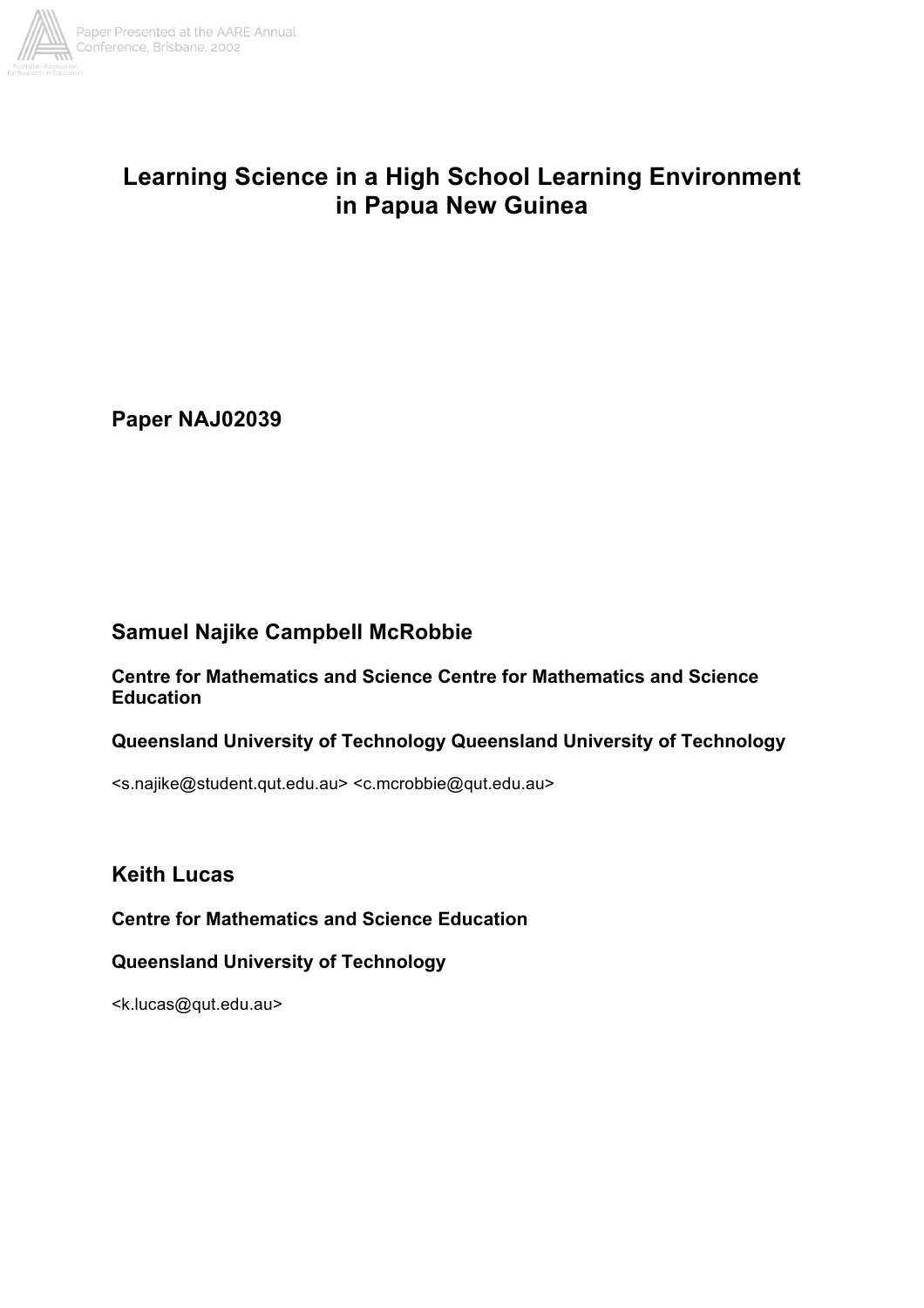# Learning Science in a High School Learning Environment in Papua New Guinea

**Paper NAJ02039**

## Samuel Najike Campbell McRobbie

**Centre for Mathematics and Science Centre for Mathematics and Science Education**

**Queensland University of Technology Queensland University of Technology**

<s.najike@student.qut.edu.au> <c.mcrobbie@qut.edu.au>

## Keith Lucas

**Centre for Mathematics and Science Education**

**Queensland University of Technology**

<k.lucas@qut.edu.au>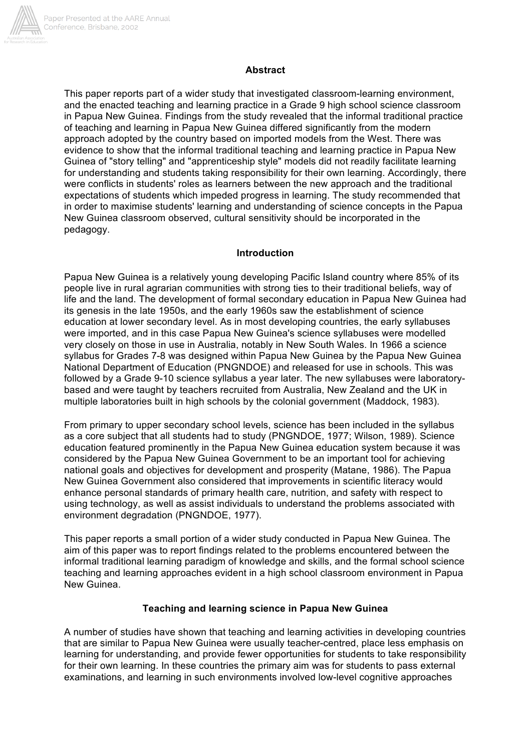## Abstract

This paper reports part of a wider study that investigated classroom-learning environment, and the enacted teaching and learning practice in a Grade 9 high school science classroom in Papua New Guinea. Findings from the study revealed that the informal traditional practice of teaching and learning in Papua New Guinea differed significantly from the modern approach adopted by the country based on imported models from the West. There was evidence to show that the informal traditional teaching and learning practice in Papua New Guinea of "story telling" and "apprenticeship style" models did not readily facilitate learning for understanding and students taking responsibility for their own learning. Accordingly, there were conflicts in students' roles as learners between the new approach and the traditional expectations of students which impeded progress in learning. The study recommended that in order to maximise students' learning and understanding of science concepts in the Papua New Guinea classroom observed, cultural sensitivity should be incorporated in the pedagogy.

## Introduction

Papua New Guinea is a relatively young developing Pacific Island country where 85% of its people live in rural agrarian communities with strong ties to their traditional beliefs, way of life and the land. The development of formal secondary education in Papua New Guinea had its genesis in the late 1950s, and the early 1960s saw the establishment of science education at lower secondary level. As in most developing countries, the early syllabuses were imported, and in this case Papua New Guinea's science syllabuses were modelled very closely on those in use in Australia, notably in New South Wales. In 1966 a science syllabus for Grades 7-8 was designed within Papua New Guinea by the Papua New Guinea National Department of Education (PNGNDOE) and released for use in schools. This was followed by a Grade 9-10 science syllabus a year later. The new syllabuses were laboratory-based and were taught by teachers recruited from Australia, New Zealand and the UK in multiple laboratories built in high schools by the colonial government (Maddock, 1983).

From primary to upper secondary school levels, science has been included in the syllabus as a core subject that all students had to study (PNGNDOE, 1977; Wilson, 1989). Science education featured prominently in the Papua New Guinea education system because it was considered by the Papua New Guinea Government to be an important tool for achieving national goals and objectives for development and prosperity (Matane, 1986). The Papua New Guinea Government also considered that improvements in scientific literacy would enhance personal standards of primary health care, nutrition, and safety with respect to using technology, as well as assist individuals to understand the problems associated with environment degradation (PNGNDOE, 1977).

This paper reports a small portion of a wider study conducted in Papua New Guinea. The aim of this paper was to report findings related to the problems encountered between the informal traditional learning paradigm of knowledge and skills, and the formal school science teaching and learning approaches evident in a high school classroom environment in Papua New Guinea.

## Teaching and learning science in Papua New Guinea

A number of studies have shown that teaching and learning activities in developing countries that are similar to Papua New Guinea were usually teacher-centred, place less emphasis on learning for understanding, and provide fewer opportunities for students to take responsibility for their own learning. In these countries the primary aim was for students to pass external examinations, and learning in such environments involved low-level cognitive approaches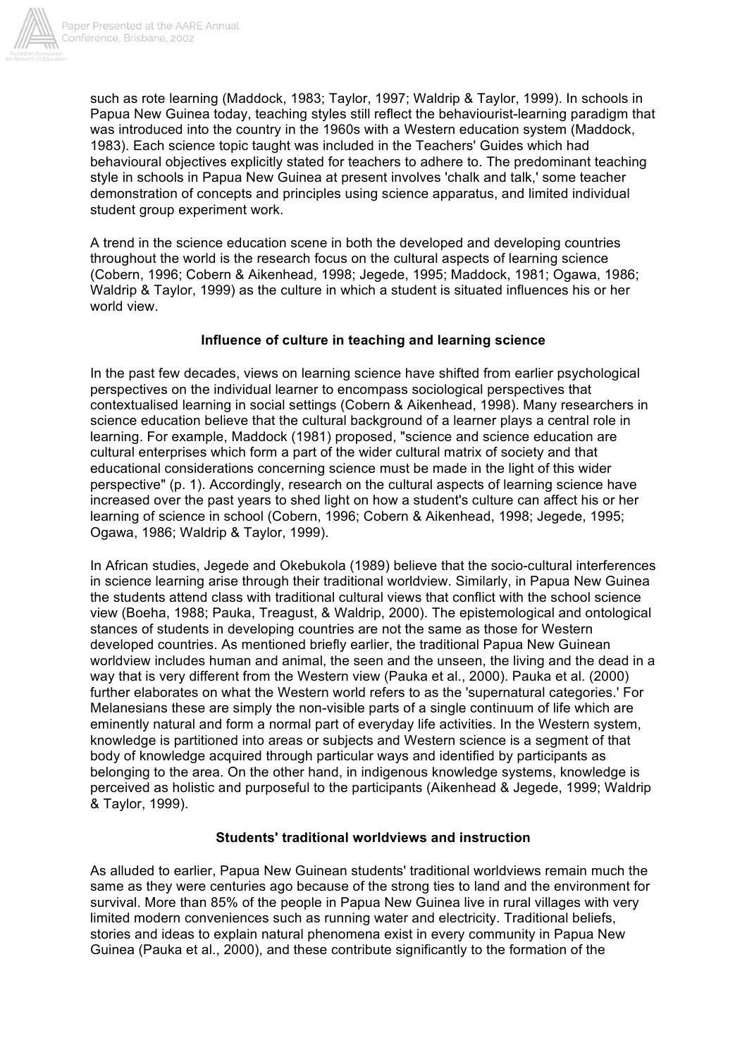such as rote learning (Maddock, 1983; Taylor, 1997; Waldrip & Taylor, 1999). In schools in Papua New Guinea today, teaching styles still reflect the behaviourist-learning paradigm that was introduced into the country in the 1960s with a Western education system (Maddock, 1983). Each science topic taught was included in the Teachers' Guides which had behavioural objectives explicitly stated for teachers to adhere to. The predominant teaching style in schools in Papua New Guinea at present involves 'chalk and talk,' some teacher demonstration of concepts and principles using science apparatus, and limited individual student group experiment work.

A trend in the science education scene in both the developed and developing countries throughout the world is the research focus on the cultural aspects of learning science (Cobern, 1996; Cobern & Aikenhead, 1998; Jegede, 1995; Maddock, 1981; Ogawa, 1986; Waldrip & Taylor, 1999) as the culture in which a student is situated influences his or her world view.

### Influence of culture in teaching and learning science

In the past few decades, views on learning science have shifted from earlier psychological perspectives on the individual learner to encompass sociological perspectives that contextualised learning in social settings (Cobern & Aikenhead, 1998). Many researchers in science education believe that the cultural background of a learner plays a central role in learning. For example, Maddock (1981) proposed, "science and science education are cultural enterprises which form a part of the wider cultural matrix of society and that educational considerations concerning science must be made in the light of this wider perspective" (p. 1). Accordingly, research on the cultural aspects of learning science have increased over the past years to shed light on how a student's culture can affect his or her learning of science in school (Cobern, 1996; Cobern & Aikenhead, 1998; Jegede, 1995; Ogawa, 1986; Waldrip & Taylor, 1999).

In African studies, Jegede and Okebukola (1989) believe that the socio-cultural interferences in science learning arise through their traditional worldview. Similarly, in Papua New Guinea the students attend class with traditional cultural views that conflict with the school science view (Boeha, 1988; Pauka, Treagust, & Waldrip, 2000). The epistemological and ontological stances of students in developing countries are not the same as those for Western developed countries. As mentioned briefly earlier, the traditional Papua New Guinean worldview includes human and animal, the seen and the unseen, the living and the dead in a way that is very different from the Western view (Pauka et al., 2000). Pauka et al. (2000) further elaborates on what the Western world refers to as the 'supernatural categories.' For Melanesians these are simply the non-visible parts of a single continuum of life which are eminently natural and form a normal part of everyday life activities. In the Western system, knowledge is partitioned into areas or subjects and Western science is a segment of that body of knowledge acquired through particular ways and identified by participants as belonging to the area. On the other hand, in indigenous knowledge systems, knowledge is perceived as holistic and purposeful to the participants (Aikenhead & Jegede, 1999; Waldrip & Taylor, 1999).

### Students' traditional worldviews and instruction

As alluded to earlier, Papua New Guinean students' traditional worldviews remain much the same as they were centuries ago because of the strong ties to land and the environment for survival. More than 85% of the people in Papua New Guinea live in rural villages with very limited modern conveniences such as running water and electricity. Traditional beliefs, stories and ideas to explain natural phenomena exist in every community in Papua New Guinea (Pauka et al., 2000), and these contribute significantly to the formation of the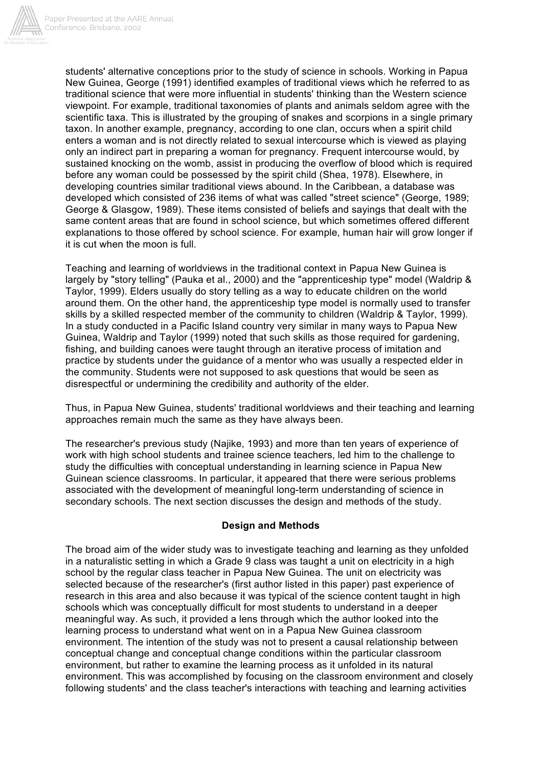students' alternative conceptions prior to the study of science in schools. Working in Papua New Guinea, George (1991) identified examples of traditional views which he referred to as traditional science that were more influential in students' thinking than the Western science viewpoint. For example, traditional taxonomies of plants and animals seldom agree with the scientific taxa. This is illustrated by the grouping of snakes and scorpions in a single primary taxon. In another example, pregnancy, according to one clan, occurs when a spirit child enters a woman and is not directly related to sexual intercourse which is viewed as playing only an indirect part in preparing a woman for pregnancy. Frequent intercourse would, by sustained knocking on the womb, assist in producing the overflow of blood which is required before any woman could be possessed by the spirit child (Shea, 1978). Elsewhere, in developing countries similar traditional views abound. In the Caribbean, a database was developed which consisted of 236 items of what was called "street science" (George, 1989; George & Glasgow, 1989). These items consisted of beliefs and sayings that dealt with the same content areas that are found in school science, but which sometimes offered different explanations to those offered by school science. For example, human hair will grow longer if it is cut when the moon is full.

Teaching and learning of worldviews in the traditional context in Papua New Guinea is largely by "story telling" (Pauka et al., 2000) and the "apprenticeship type" model (Waldrip & Taylor, 1999). Elders usually do story telling as a way to educate children on the world around them. On the other hand, the apprenticeship type model is normally used to transfer skills by a skilled respected member of the community to children (Waldrip & Taylor, 1999). In a study conducted in a Pacific Island country very similar in many ways to Papua New Guinea, Waldrip and Taylor (1999) noted that such skills as those required for gardening, fishing, and building canoes were taught through an iterative process of imitation and practice by students under the guidance of a mentor who was usually a respected elder in the community. Students were not supposed to ask questions that would be seen as disrespectful or undermining the credibility and authority of the elder.

Thus, in Papua New Guinea, students' traditional worldviews and their teaching and learning approaches remain much the same as they have always been.

The researcher's previous study (Najike, 1993) and more than ten years of experience of work with high school students and trainee science teachers, led him to the challenge to study the difficulties with conceptual understanding in learning science in Papua New Guinean science classrooms. In particular, it appeared that there were serious problems associated with the development of meaningful long-term understanding of science in secondary schools. The next section discusses the design and methods of the study.

## Design and Methods

The broad aim of the wider study was to investigate teaching and learning as they unfolded in a naturalistic setting in which a Grade 9 class was taught a unit on electricity in a high school by the regular class teacher in Papua New Guinea. The unit on electricity was selected because of the researcher's (first author listed in this paper) past experience of research in this area and also because it was typical of the science content taught in high schools which was conceptually difficult for most students to understand in a deeper meaningful way. As such, it provided a lens through which the author looked into the learning process to understand what went on in a Papua New Guinea classroom environment. The intention of the study was not to present a causal relationship between conceptual change and conceptual change conditions within the particular classroom environment, but rather to examine the learning process as it unfolded in its natural environment. This was accomplished by focusing on the classroom environment and closely following students' and the class teacher's interactions with teaching and learning activities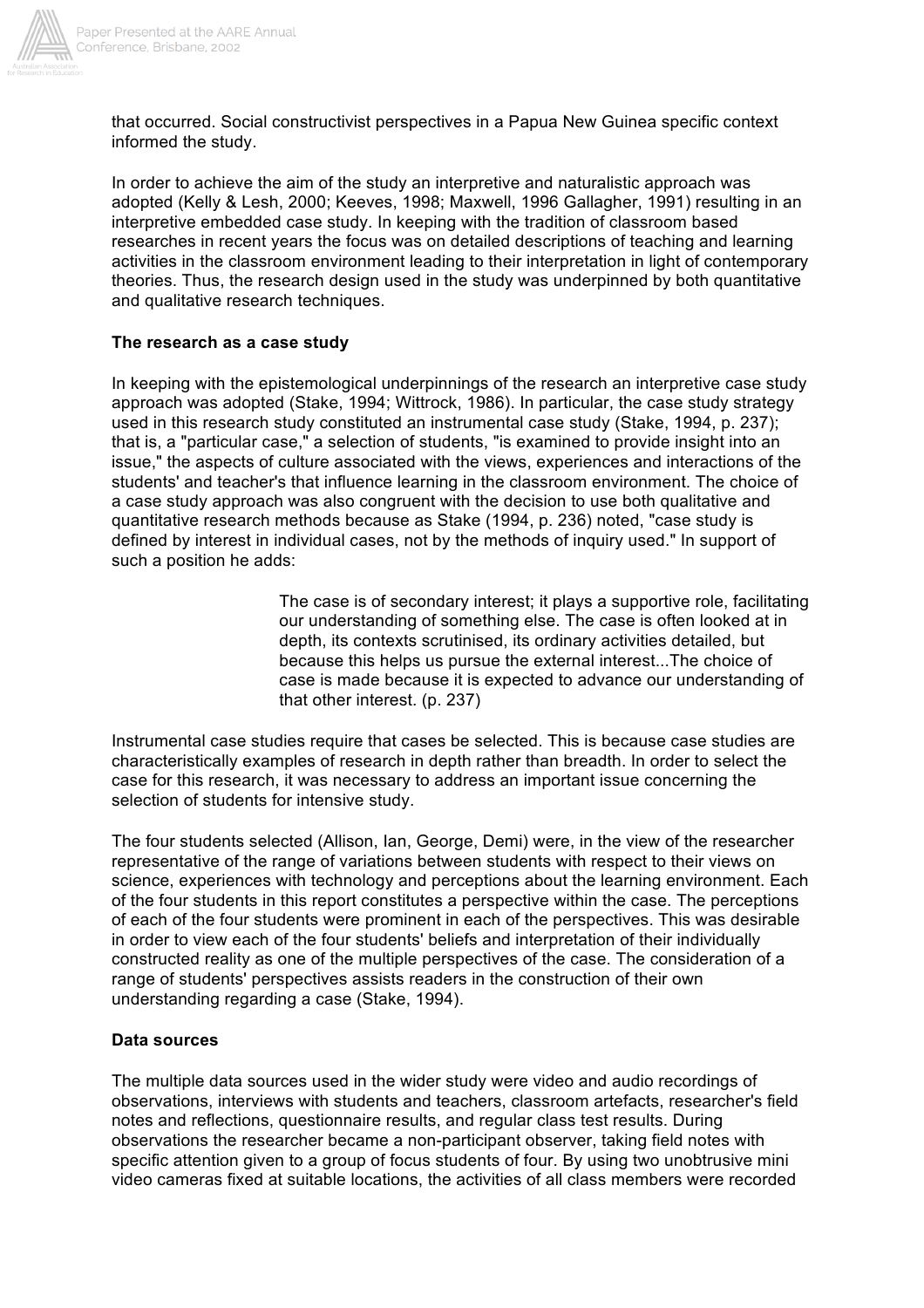that occurred. Social constructivist perspectives in a Papua New Guinea specific context informed the study.

In order to achieve the aim of the study an interpretive and naturalistic approach was adopted (Kelly & Lesh, 2000; Keeves, 1998; Maxwell, 1996 Gallagher, 1991) resulting in an interpretive embedded case study. In keeping with the tradition of classroom based researches in recent years the focus was on detailed descriptions of teaching and learning activities in the classroom environment leading to their interpretation in light of contemporary theories. Thus, the research design used in the study was underpinned by both quantitative and qualitative research techniques.

**The research as a case study**

In keeping with the epistemological underpinnings of the research an interpretive case study approach was adopted (Stake, 1994; Wittrock, 1986). In particular, the case study strategy used in this research study constituted an instrumental case study (Stake, 1994, p. 237); that is, a "particular case," a selection of students, "is examined to provide insight into an issue," the aspects of culture associated with the views, experiences and interactions of the students' and teacher's that influence learning in the classroom environment. The choice of a case study approach was also congruent with the decision to use both qualitative and quantitative research methods because as Stake (1994, p. 236) noted, "case study is defined by interest in individual cases, not by the methods of inquiry used." In support of such a position he adds:

> The case is of secondary interest; it plays a supportive role, facilitating our understanding of something else. The case is often looked at in depth, its contexts scrutinised, its ordinary activities detailed, but because this helps us pursue the external interest...The choice of case is made because it is expected to advance our understanding of that other interest. (p. 237)

Instrumental case studies require that cases be selected. This is because case studies are characteristically examples of research in depth rather than breadth. In order to select the case for this research, it was necessary to address an important issue concerning the selection of students for intensive study.

The four students selected (Allison, Ian, George, Demi) were, in the view of the researcher representative of the range of variations between students with respect to their views on science, experiences with technology and perceptions about the learning environment. Each of the four students in this report constitutes a perspective within the case. The perceptions of each of the four students were prominent in each of the perspectives. This was desirable in order to view each of the four students' beliefs and interpretation of their individually constructed reality as one of the multiple perspectives of the case. The consideration of a range of students' perspectives assists readers in the construction of their own understanding regarding a case (Stake, 1994).

**Data sources**

The multiple data sources used in the wider study were video and audio recordings of observations, interviews with students and teachers, classroom artefacts, researcher's field notes and reflections, questionnaire results, and regular class test results. During observations the researcher became a non-participant observer, taking field notes with specific attention given to a group of focus students of four. By using two unobtrusive mini video cameras fixed at suitable locations, the activities of all class members were recorded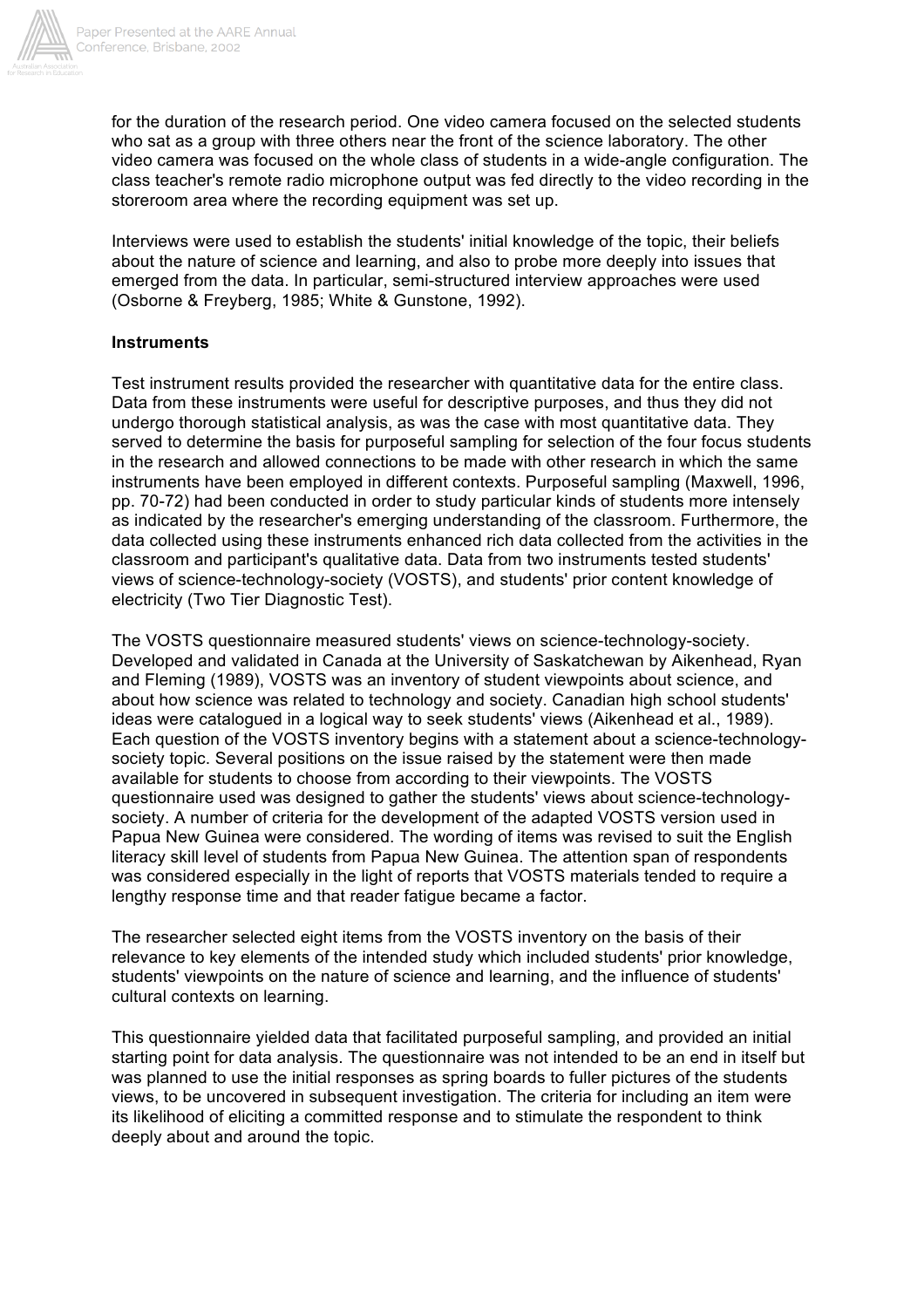for the duration of the research period. One video camera focused on the selected students who sat as a group with three others near the front of the science laboratory. The other video camera was focused on the whole class of students in a wide-angle configuration. The class teacher's remote radio microphone output was fed directly to the video recording in the storeroom area where the recording equipment was set up.

Interviews were used to establish the students' initial knowledge of the topic, their beliefs about the nature of science and learning, and also to probe more deeply into issues that emerged from the data. In particular, semi-structured interview approaches were used (Osborne & Freyberg, 1985; White & Gunstone, 1992).

**Instruments**

Test instrument results provided the researcher with quantitative data for the entire class. Data from these instruments were useful for descriptive purposes, and thus they did not undergo thorough statistical analysis, as was the case with most quantitative data. They served to determine the basis for purposeful sampling for selection of the four focus students in the research and allowed connections to be made with other research in which the same instruments have been employed in different contexts. Purposeful sampling (Maxwell, 1996, pp. 70-72) had been conducted in order to study particular kinds of students more intensely as indicated by the researcher's emerging understanding of the classroom. Furthermore, the data collected using these instruments enhanced rich data collected from the activities in the classroom and participant's qualitative data. Data from two instruments tested students' views of science-technology-society (VOSTS), and students' prior content knowledge of electricity (Two Tier Diagnostic Test).

The VOSTS questionnaire measured students' views on science-technology-society. Developed and validated in Canada at the University of Saskatchewan by Aikenhead, Ryan and Fleming (1989), VOSTS was an inventory of student viewpoints about science, and about how science was related to technology and society. Canadian high school students' ideas were catalogued in a logical way to seek students' views (Aikenhead et al., 1989). Each question of the VOSTS inventory begins with a statement about a science-technology-society topic. Several positions on the issue raised by the statement were then made available for students to choose from according to their viewpoints. The VOSTS questionnaire used was designed to gather the students' views about science-technology-society. A number of criteria for the development of the adapted VOSTS version used in Papua New Guinea were considered. The wording of items was revised to suit the English literacy skill level of students from Papua New Guinea. The attention span of respondents was considered especially in the light of reports that VOSTS materials tended to require a lengthy response time and that reader fatigue became a factor.

The researcher selected eight items from the VOSTS inventory on the basis of their relevance to key elements of the intended study which included students' prior knowledge, students' viewpoints on the nature of science and learning, and the influence of students' cultural contexts on learning.

This questionnaire yielded data that facilitated purposeful sampling, and provided an initial starting point for data analysis. The questionnaire was not intended to be an end in itself but was planned to use the initial responses as spring boards to fuller pictures of the students views, to be uncovered in subsequent investigation. The criteria for including an item were its likelihood of eliciting a committed response and to stimulate the respondent to think deeply about and around the topic.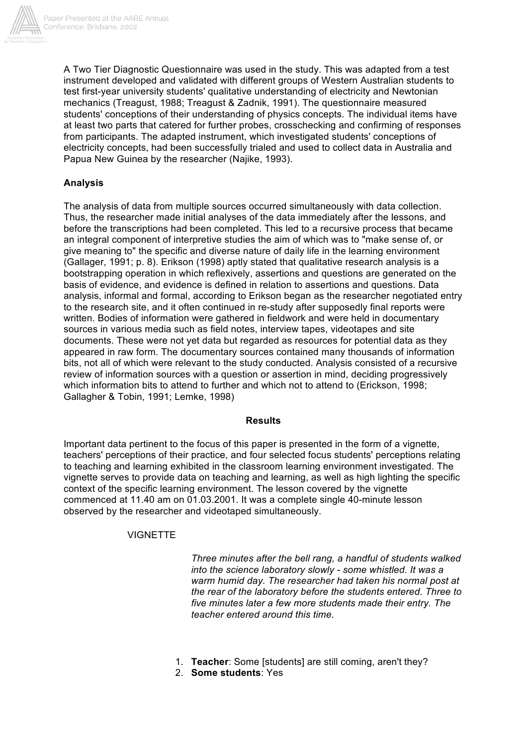A Two Tier Diagnostic Questionnaire was used in the study. This was adapted from a test instrument developed and validated with different groups of Western Australian students to test first-year university students' qualitative understanding of electricity and Newtonian mechanics (Treagust, 1988; Treagust & Zadnik, 1991). The questionnaire measured students' conceptions of their understanding of physics concepts. The individual items have at least two parts that catered for further probes, crosschecking and confirming of responses from participants. The adapted instrument, which investigated students' conceptions of electricity concepts, had been successfully trialed and used to collect data in Australia and Papua New Guinea by the researcher (Najike, 1993).

**Analysis**

The analysis of data from multiple sources occurred simultaneously with data collection. Thus, the researcher made initial analyses of the data immediately after the lessons, and before the transcriptions had been completed. This led to a recursive process that became an integral component of interpretive studies the aim of which was to "make sense of, or give meaning to" the specific and diverse nature of daily life in the learning environment (Gallager, 1991; p. 8). Erikson (1998) aptly stated that qualitative research analysis is a bootstrapping operation in which reflexively, assertions and questions are generated on the basis of evidence, and evidence is defined in relation to assertions and questions. Data analysis, informal and formal, according to Erikson began as the researcher negotiated entry to the research site, and it often continued in re-study after supposedly final reports were written. Bodies of information were gathered in fieldwork and were held in documentary sources in various media such as field notes, interview tapes, videotapes and site documents. These were not yet data but regarded as resources for potential data as they appeared in raw form. The documentary sources contained many thousands of information bits, not all of which were relevant to the study conducted. Analysis consisted of a recursive review of information sources with a question or assertion in mind, deciding progressively which information bits to attend to further and which not to attend to (Erickson, 1998; Gallagher & Tobin, 1991; Lemke, 1998)

**Results**

Important data pertinent to the focus of this paper is presented in the form of a vignette, teachers' perceptions of their practice, and four selected focus students' perceptions relating to teaching and learning exhibited in the classroom learning environment investigated. The vignette serves to provide data on teaching and learning, as well as high lighting the specific context of the specific learning environment. The lesson covered by the vignette commenced at 11.40 am on 01.03.2001. It was a complete single 40-minute lesson observed by the researcher and videotaped simultaneously.

VIGNETTE

*Three minutes after the bell rang, a handful of students walked into the science laboratory slowly - some whistled. It was a warm humid day. The researcher had taken his normal post at the rear of the laboratory before the students entered. Three to five minutes later a few more students made their entry. The teacher entered around this time.*

1. **Teacher**: Some [students] are still coming, aren't they?
2. **Some students**: Yes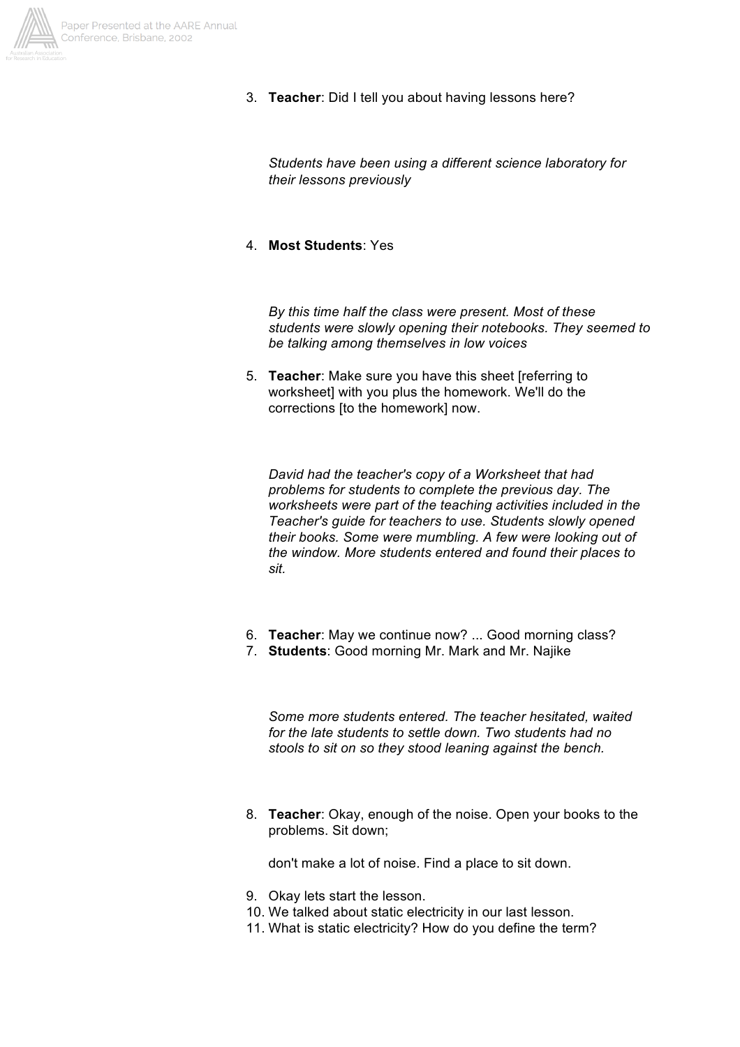3. **Teacher**: Did I tell you about having lessons here?

   *Students have been using a different science laboratory for their lessons previously*

4. **Most Students**: Yes

   *By this time half the class were present. Most of these students were slowly opening their notebooks. They seemed to be talking among themselves in low voices*

5. **Teacher**: Make sure you have this sheet [referring to worksheet] with you plus the homework. We'll do the corrections [to the homework] now.

   *David had the teacher's copy of a Worksheet that had problems for students to complete the previous day. The worksheets were part of the teaching activities included in the Teacher's guide for teachers to use. Students slowly opened their books. Some were mumbling. A few were looking out of the window. More students entered and found their places to sit.*

6. **Teacher**: May we continue now? ... Good morning class?
7. **Students**: Good morning Mr. Mark and Mr. Najike

   *Some more students entered. The teacher hesitated, waited for the late students to settle down. Two students had no stools to sit on so they stood leaning against the bench.*

8. **Teacher**: Okay, enough of the noise. Open your books to the problems. Sit down;

   don't make a lot of noise. Find a place to sit down.

9. Okay lets start the lesson.
10. We talked about static electricity in our last lesson.
11. What is static electricity? How do you define the term?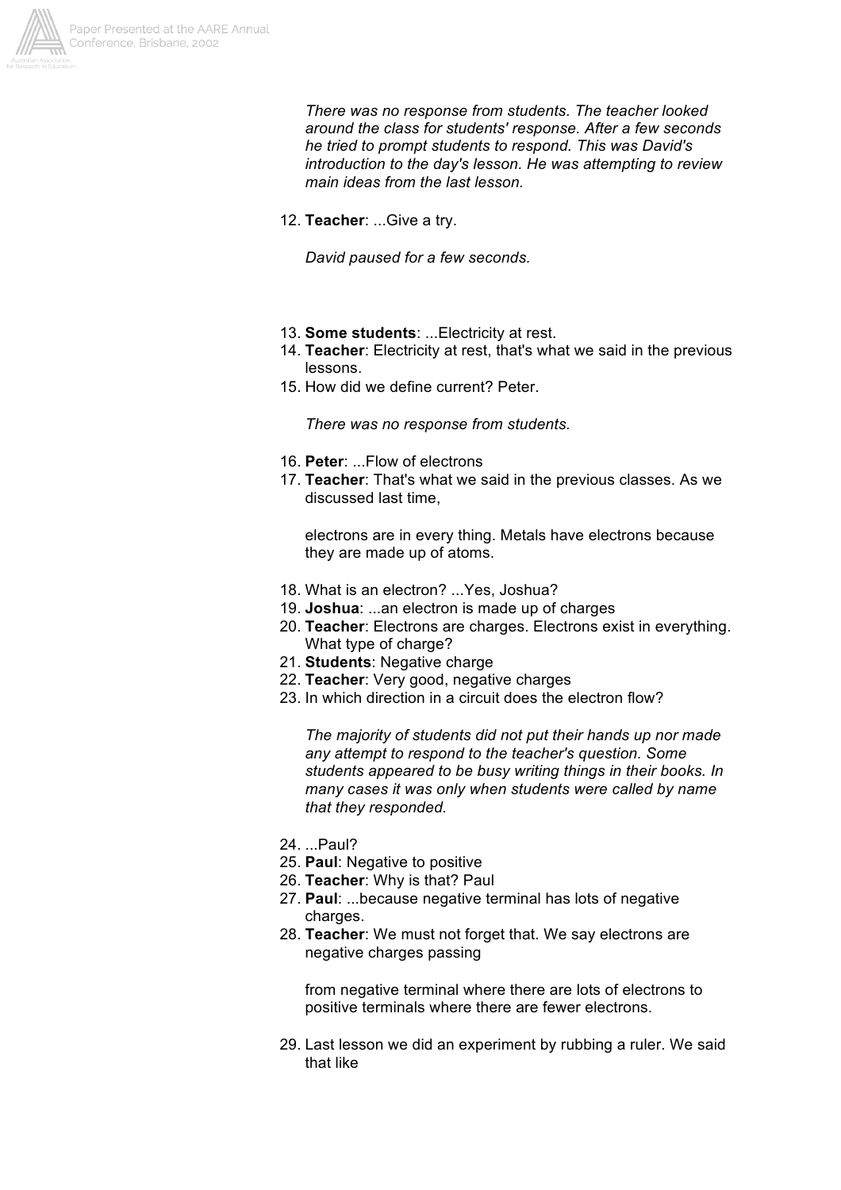*There was no response from students. The teacher looked around the class for students' response. After a few seconds he tried to prompt students to respond. This was David's introduction to the day's lesson. He was attempting to review main ideas from the last lesson.*

12. **Teacher**: ...Give a try.

    *David paused for a few seconds.*

13. **Some students**: ...Electricity at rest.
14. **Teacher**: Electricity at rest, that's what we said in the previous lessons.
15. How did we define current? Peter.

    *There was no response from students.*

16. **Peter**: ...Flow of electrons
17. **Teacher**: That's what we said in the previous classes. As we discussed last time,

    electrons are in every thing. Metals have electrons because they are made up of atoms.

18. What is an electron? ...Yes, Joshua?
19. **Joshua**: ...an electron is made up of charges
20. **Teacher**: Electrons are charges. Electrons exist in everything. What type of charge?
21. **Students**: Negative charge
22. **Teacher**: Very good, negative charges
23. In which direction in a circuit does the electron flow?

    *The majority of students did not put their hands up nor made any attempt to respond to the teacher's question. Some students appeared to be busy writing things in their books. In many cases it was only when students were called by name that they responded.*

24. ...Paul?
25. **Paul**: Negative to positive
26. **Teacher**: Why is that? Paul
27. **Paul**: ...because negative terminal has lots of negative charges.
28. **Teacher**: We must not forget that. We say electrons are negative charges passing

    from negative terminal where there are lots of electrons to positive terminals where there are fewer electrons.

29. Last lesson we did an experiment by rubbing a ruler. We said that like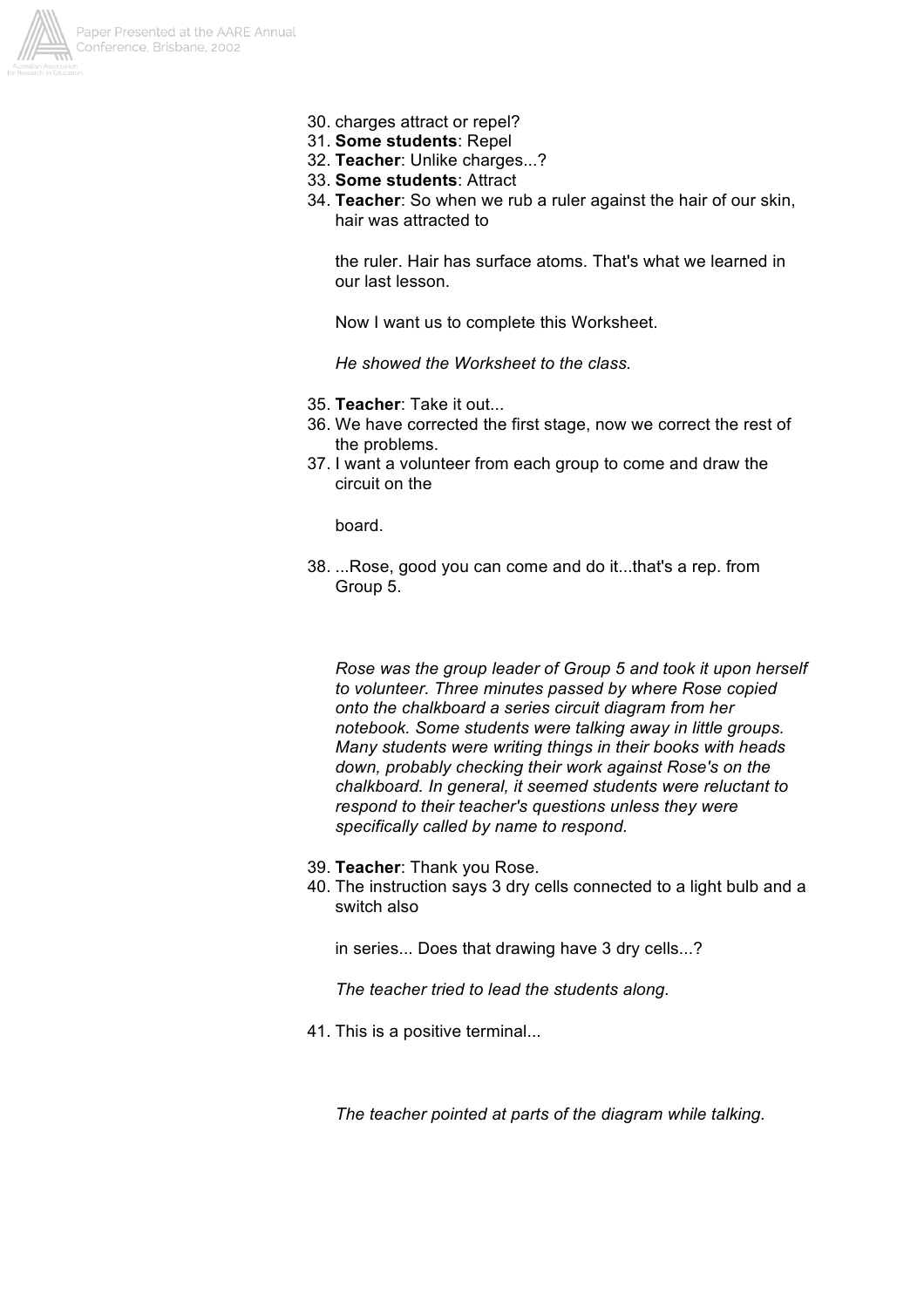30. charges attract or repel?
31. **Some students**: Repel
32. **Teacher**: Unlike charges...?
33. **Some students**: Attract
34. **Teacher**: So when we rub a ruler against the hair of our skin, hair was attracted to

    the ruler. Hair has surface atoms. That's what we learned in our last lesson.

    Now I want us to complete this Worksheet.

    *He showed the Worksheet to the class.*

35. **Teacher**: Take it out...
36. We have corrected the first stage, now we correct the rest of the problems.
37. I want a volunteer from each group to come and draw the circuit on the

    board.

38. ...Rose, good you can come and do it...that's a rep. from Group 5.

    *Rose was the group leader of Group 5 and took it upon herself to volunteer. Three minutes passed by where Rose copied onto the chalkboard a series circuit diagram from her notebook. Some students were talking away in little groups. Many students were writing things in their books with heads down, probably checking their work against Rose's on the chalkboard. In general, it seemed students were reluctant to respond to their teacher's questions unless they were specifically called by name to respond.*

39. **Teacher**: Thank you Rose.
40. The instruction says 3 dry cells connected to a light bulb and a switch also

    in series... Does that drawing have 3 dry cells...?

    *The teacher tried to lead the students along.*

41. This is a positive terminal...

    *The teacher pointed at parts of the diagram while talking.*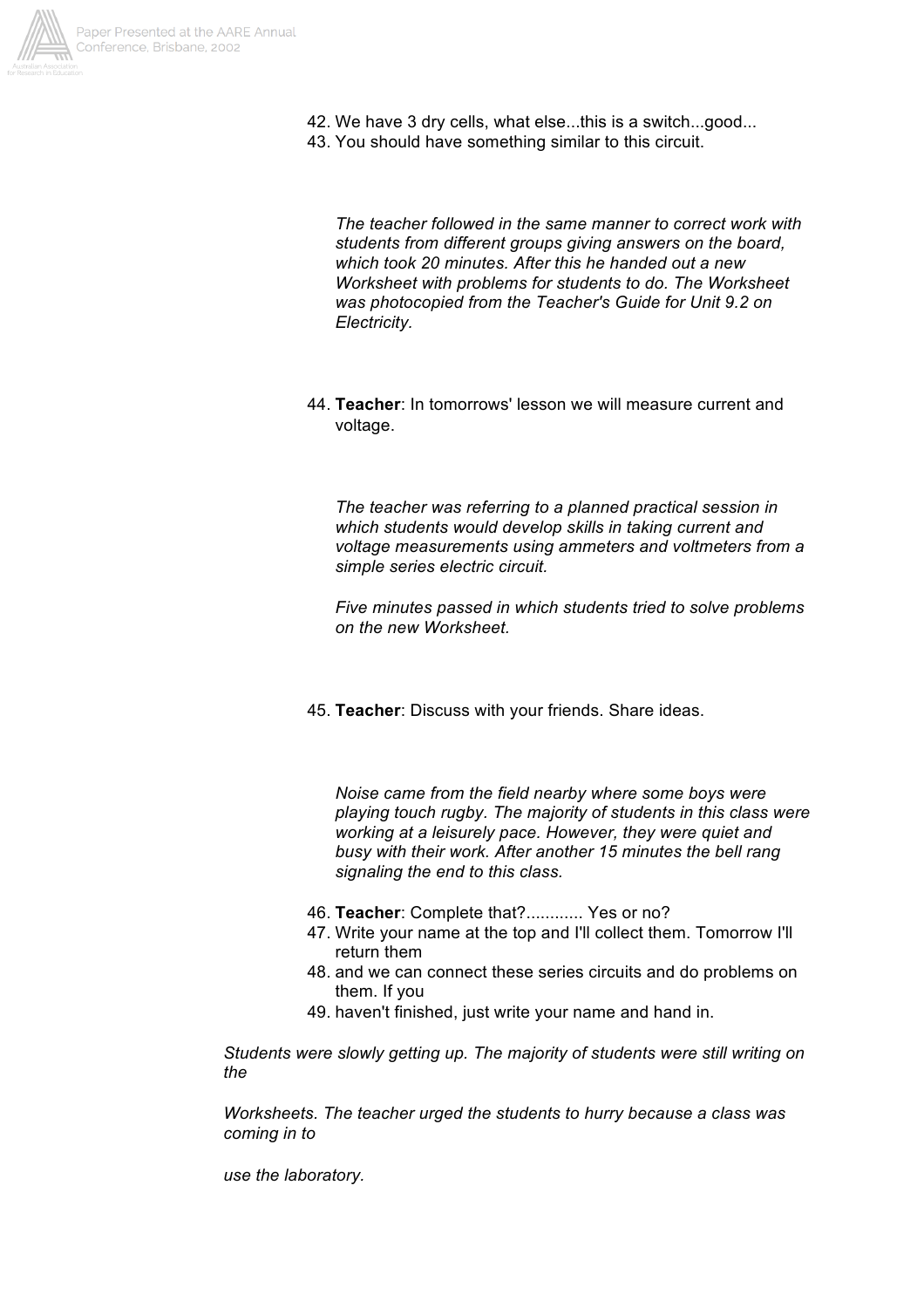42. We have 3 dry cells, what else...this is a switch...good...
43. You should have something similar to this circuit.

*The teacher followed in the same manner to correct work with students from different groups giving answers on the board, which took 20 minutes. After this he handed out a new Worksheet with problems for students to do. The Worksheet was photocopied from the Teacher's Guide for Unit 9.2 on Electricity.*

44. **Teacher**: In tomorrows' lesson we will measure current and voltage.

*The teacher was referring to a planned practical session in which students would develop skills in taking current and voltage measurements using ammeters and voltmeters from a simple series electric circuit.*

*Five minutes passed in which students tried to solve problems on the new Worksheet.*

45. **Teacher**: Discuss with your friends. Share ideas.

*Noise came from the field nearby where some boys were playing touch rugby. The majority of students in this class were working at a leisurely pace. However, they were quiet and busy with their work. After another 15 minutes the bell rang signaling the end to this class.*

46. **Teacher**: Complete that?............ Yes or no?
47. Write your name at the top and I'll collect them. Tomorrow I'll return them
48. and we can connect these series circuits and do problems on them. If you
49. haven't finished, just write your name and hand in.

*Students were slowly getting up. The majority of students were still writing on the*

*Worksheets. The teacher urged the students to hurry because a class was coming in to*

*use the laboratory.*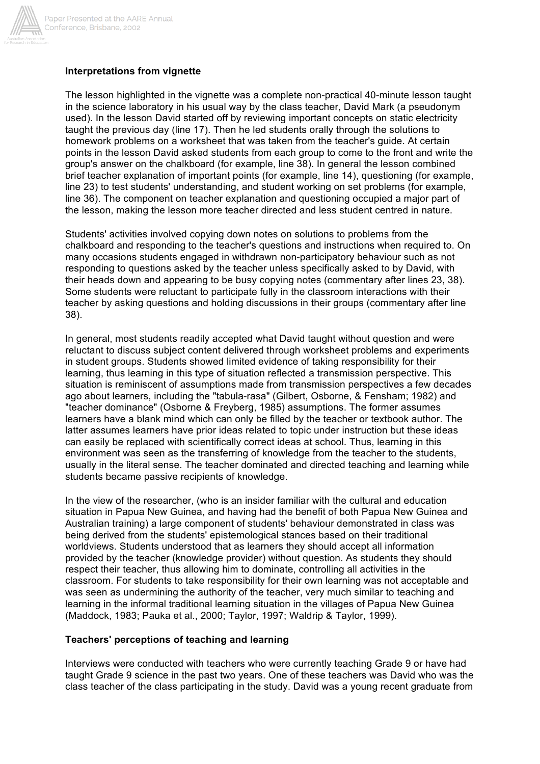**Interpretations from vignette**

The lesson highlighted in the vignette was a complete non-practical 40-minute lesson taught in the science laboratory in his usual way by the class teacher, David Mark (a pseudonym used). In the lesson David started off by reviewing important concepts on static electricity taught the previous day (line 17). Then he led students orally through the solutions to homework problems on a worksheet that was taken from the teacher's guide. At certain points in the lesson David asked students from each group to come to the front and write the group's answer on the chalkboard (for example, line 38). In general the lesson combined brief teacher explanation of important points (for example, line 14), questioning (for example, line 23) to test students' understanding, and student working on set problems (for example, line 36). The component on teacher explanation and questioning occupied a major part of the lesson, making the lesson more teacher directed and less student centred in nature.

Students' activities involved copying down notes on solutions to problems from the chalkboard and responding to the teacher's questions and instructions when required to. On many occasions students engaged in withdrawn non-participatory behaviour such as not responding to questions asked by the teacher unless specifically asked to by David, with their heads down and appearing to be busy copying notes (commentary after lines 23, 38). Some students were reluctant to participate fully in the classroom interactions with their teacher by asking questions and holding discussions in their groups (commentary after line 38).

In general, most students readily accepted what David taught without question and were reluctant to discuss subject content delivered through worksheet problems and experiments in student groups. Students showed limited evidence of taking responsibility for their learning, thus learning in this type of situation reflected a transmission perspective. This situation is reminiscent of assumptions made from transmission perspectives a few decades ago about learners, including the "tabula-rasa" (Gilbert, Osborne, & Fensham; 1982) and "teacher dominance" (Osborne & Freyberg, 1985) assumptions. The former assumes learners have a blank mind which can only be filled by the teacher or textbook author. The latter assumes learners have prior ideas related to topic under instruction but these ideas can easily be replaced with scientifically correct ideas at school. Thus, learning in this environment was seen as the transferring of knowledge from the teacher to the students, usually in the literal sense. The teacher dominated and directed teaching and learning while students became passive recipients of knowledge.

In the view of the researcher, (who is an insider familiar with the cultural and education situation in Papua New Guinea, and having had the benefit of both Papua New Guinea and Australian training) a large component of students' behaviour demonstrated in class was being derived from the students' epistemological stances based on their traditional worldviews. Students understood that as learners they should accept all information provided by the teacher (knowledge provider) without question. As students they should respect their teacher, thus allowing him to dominate, controlling all activities in the classroom. For students to take responsibility for their own learning was not acceptable and was seen as undermining the authority of the teacher, very much similar to teaching and learning in the informal traditional learning situation in the villages of Papua New Guinea (Maddock, 1983; Pauka et al., 2000; Taylor, 1997; Waldrip & Taylor, 1999).

**Teachers' perceptions of teaching and learning**

Interviews were conducted with teachers who were currently teaching Grade 9 or have had taught Grade 9 science in the past two years. One of these teachers was David who was the class teacher of the class participating in the study. David was a young recent graduate from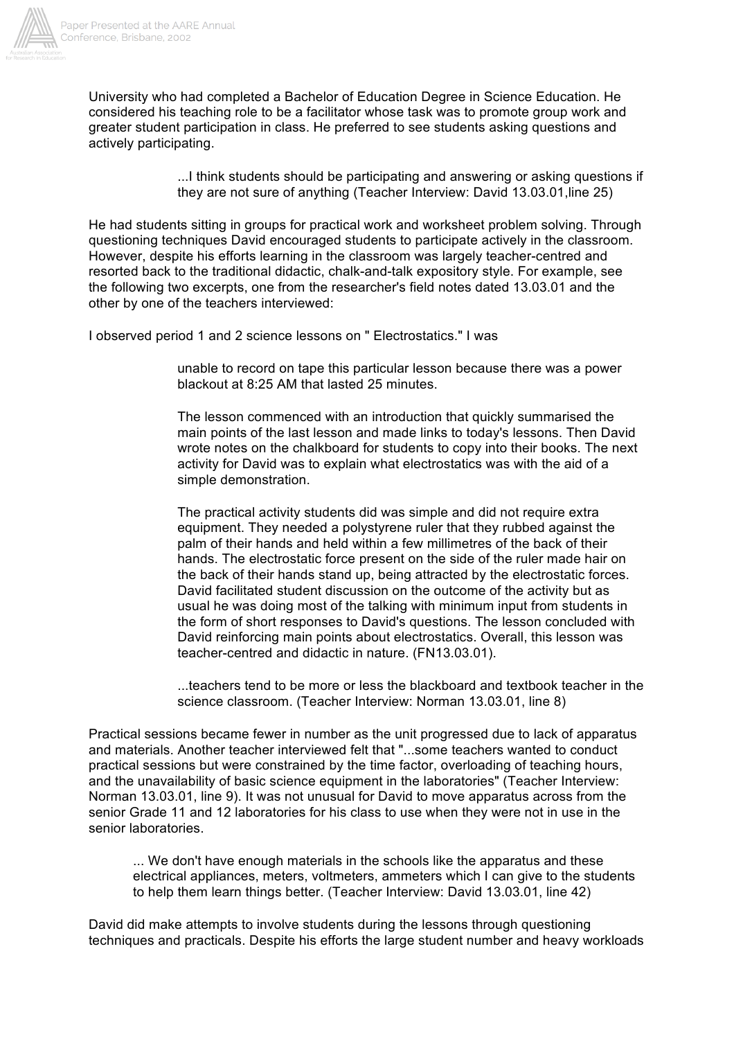University who had completed a Bachelor of Education Degree in Science Education. He considered his teaching role to be a facilitator whose task was to promote group work and greater student participation in class. He preferred to see students asking questions and actively participating.

> ...I think students should be participating and answering or asking questions if they are not sure of anything (Teacher Interview: David 13.03.01,line 25)

He had students sitting in groups for practical work and worksheet problem solving. Through questioning techniques David encouraged students to participate actively in the classroom. However, despite his efforts learning in the classroom was largely teacher-centred and resorted back to the traditional didactic, chalk-and-talk expository style. For example, see the following two excerpts, one from the researcher's field notes dated 13.03.01 and the other by one of the teachers interviewed:

I observed period 1 and 2 science lessons on " Electrostatics." I was

> unable to record on tape this particular lesson because there was a power blackout at 8:25 AM that lasted 25 minutes.
>
> The lesson commenced with an introduction that quickly summarised the main points of the last lesson and made links to today's lessons. Then David wrote notes on the chalkboard for students to copy into their books. The next activity for David was to explain what electrostatics was with the aid of a simple demonstration.
>
> The practical activity students did was simple and did not require extra equipment. They needed a polystyrene ruler that they rubbed against the palm of their hands and held within a few millimetres of the back of their hands. The electrostatic force present on the side of the ruler made hair on the back of their hands stand up, being attracted by the electrostatic forces. David facilitated student discussion on the outcome of the activity but as usual he was doing most of the talking with minimum input from students in the form of short responses to David's questions. The lesson concluded with David reinforcing main points about electrostatics. Overall, this lesson was teacher-centred and didactic in nature. (FN13.03.01).
>
> ...teachers tend to be more or less the blackboard and textbook teacher in the science classroom. (Teacher Interview: Norman 13.03.01, line 8)

Practical sessions became fewer in number as the unit progressed due to lack of apparatus and materials. Another teacher interviewed felt that "...some teachers wanted to conduct practical sessions but were constrained by the time factor, overloading of teaching hours, and the unavailability of basic science equipment in the laboratories" (Teacher Interview: Norman 13.03.01, line 9). It was not unusual for David to move apparatus across from the senior Grade 11 and 12 laboratories for his class to use when they were not in use in the senior laboratories.

> ... We don't have enough materials in the schools like the apparatus and these electrical appliances, meters, voltmeters, ammeters which I can give to the students to help them learn things better. (Teacher Interview: David 13.03.01, line 42)

David did make attempts to involve students during the lessons through questioning techniques and practicals. Despite his efforts the large student number and heavy workloads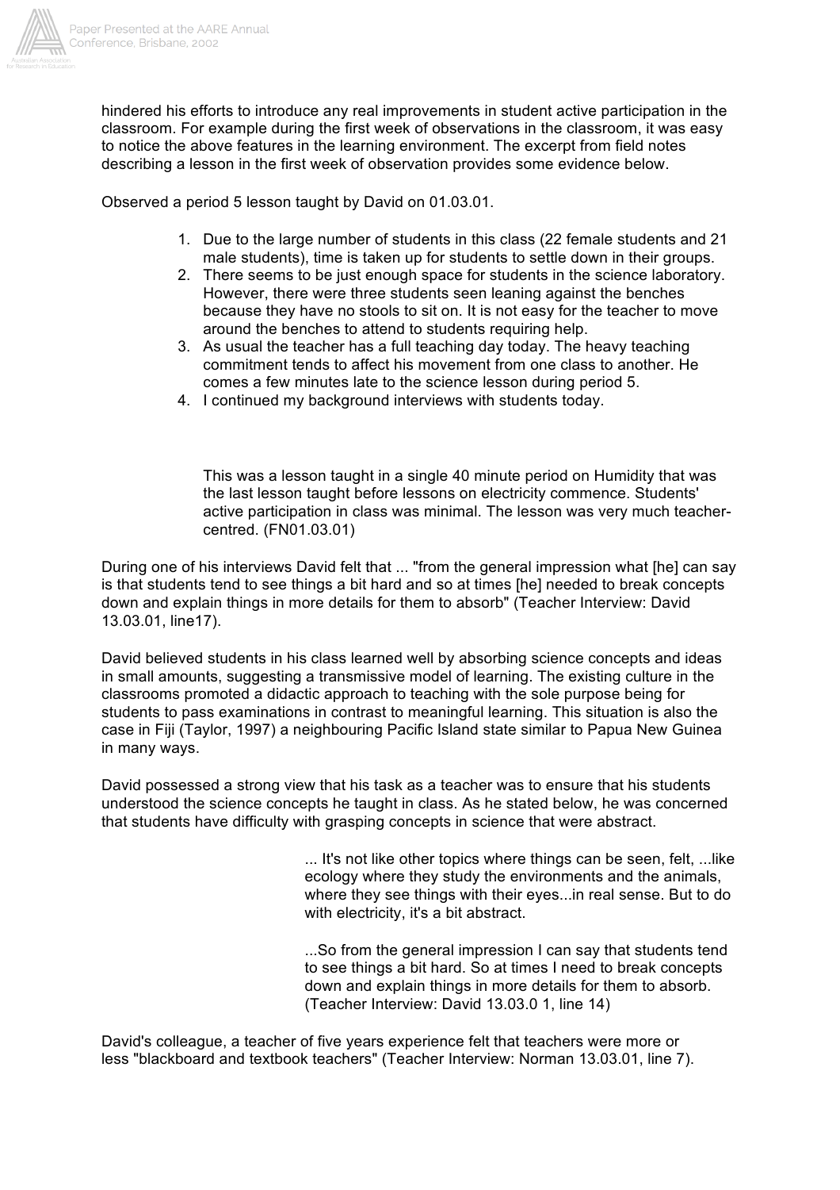hindered his efforts to introduce any real improvements in student active participation in the classroom. For example during the first week of observations in the classroom, it was easy to notice the above features in the learning environment. The excerpt from field notes describing a lesson in the first week of observation provides some evidence below.

Observed a period 5 lesson taught by David on 01.03.01.

> 1. Due to the large number of students in this class (22 female students and 21 male students), time is taken up for students to settle down in their groups.
> 2. There seems to be just enough space for students in the science laboratory. However, there were three students seen leaning against the benches because they have no stools to sit on. It is not easy for the teacher to move around the benches to attend to students requiring help.
> 3. As usual the teacher has a full teaching day today. The heavy teaching commitment tends to affect his movement from one class to another. He comes a few minutes late to the science lesson during period 5.
> 4. I continued my background interviews with students today.
>
> This was a lesson taught in a single 40 minute period on Humidity that was the last lesson taught before lessons on electricity commence. Students' active participation in class was minimal. The lesson was very much teacher-centred. (FN01.03.01)

During one of his interviews David felt that ... "from the general impression what [he] can say is that students tend to see things a bit hard and so at times [he] needed to break concepts down and explain things in more details for them to absorb" (Teacher Interview: David 13.03.01, line17).

David believed students in his class learned well by absorbing science concepts and ideas in small amounts, suggesting a transmissive model of learning. The existing culture in the classrooms promoted a didactic approach to teaching with the sole purpose being for students to pass examinations in contrast to meaningful learning. This situation is also the case in Fiji (Taylor, 1997) a neighbouring Pacific Island state similar to Papua New Guinea in many ways.

David possessed a strong view that his task as a teacher was to ensure that his students understood the science concepts he taught in class. As he stated below, he was concerned that students have difficulty with grasping concepts in science that were abstract.

> ... It's not like other topics where things can be seen, felt, ...like ecology where they study the environments and the animals, where they see things with their eyes...in real sense. But to do with electricity, it's a bit abstract.
>
> ...So from the general impression I can say that students tend to see things a bit hard. So at times I need to break concepts down and explain things in more details for them to absorb. (Teacher Interview: David 13.03.0 1, line 14)

David's colleague, a teacher of five years experience felt that teachers were more or less "blackboard and textbook teachers" (Teacher Interview: Norman 13.03.01, line 7).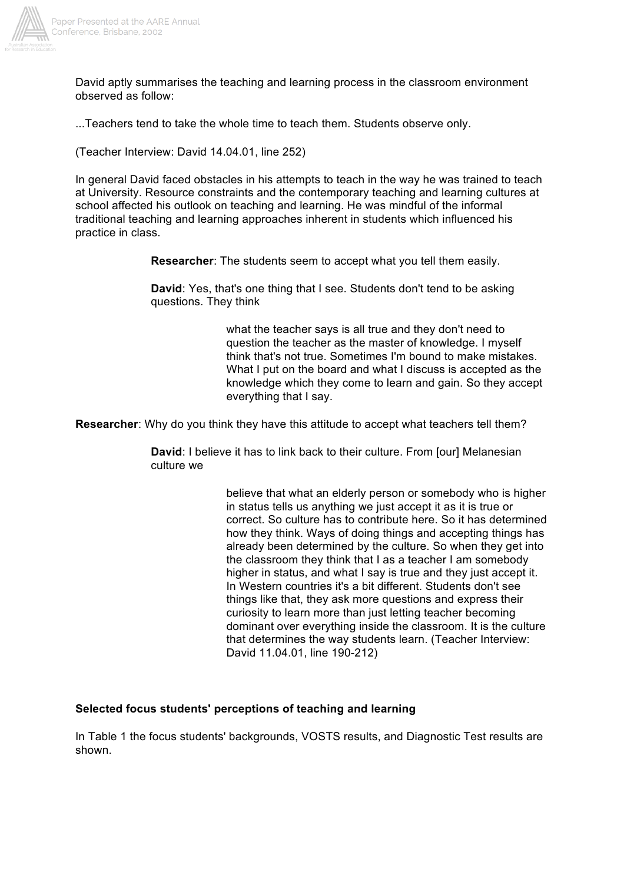David aptly summarises the teaching and learning process in the classroom environment observed as follow:

...Teachers tend to take the whole time to teach them. Students observe only.

(Teacher Interview: David 14.04.01, line 252)

In general David faced obstacles in his attempts to teach in the way he was trained to teach at University. Resource constraints and the contemporary teaching and learning cultures at school affected his outlook on teaching and learning. He was mindful of the informal traditional teaching and learning approaches inherent in students which influenced his practice in class.

> **Researcher**: The students seem to accept what you tell them easily.
>
> **David**: Yes, that's one thing that I see. Students don't tend to be asking questions. They think
>
> > what the teacher says is all true and they don't need to question the teacher as the master of knowledge. I myself think that's not true. Sometimes I'm bound to make mistakes. What I put on the board and what I discuss is accepted as the knowledge which they come to learn and gain. So they accept everything that I say.

**Researcher**: Why do you think they have this attitude to accept what teachers tell them?

> **David**: I believe it has to link back to their culture. From [our] Melanesian culture we
>
> > believe that what an elderly person or somebody who is higher in status tells us anything we just accept it as it is true or correct. So culture has to contribute here. So it has determined how they think. Ways of doing things and accepting things has already been determined by the culture. So when they get into the classroom they think that I as a teacher I am somebody higher in status, and what I say is true and they just accept it. In Western countries it's a bit different. Students don't see things like that, they ask more questions and express their curiosity to learn more than just letting teacher becoming dominant over everything inside the classroom. It is the culture that determines the way students learn. (Teacher Interview: David 11.04.01, line 190-212)

**Selected focus students' perceptions of teaching and learning**

In Table 1 the focus students' backgrounds, VOSTS results, and Diagnostic Test results are shown.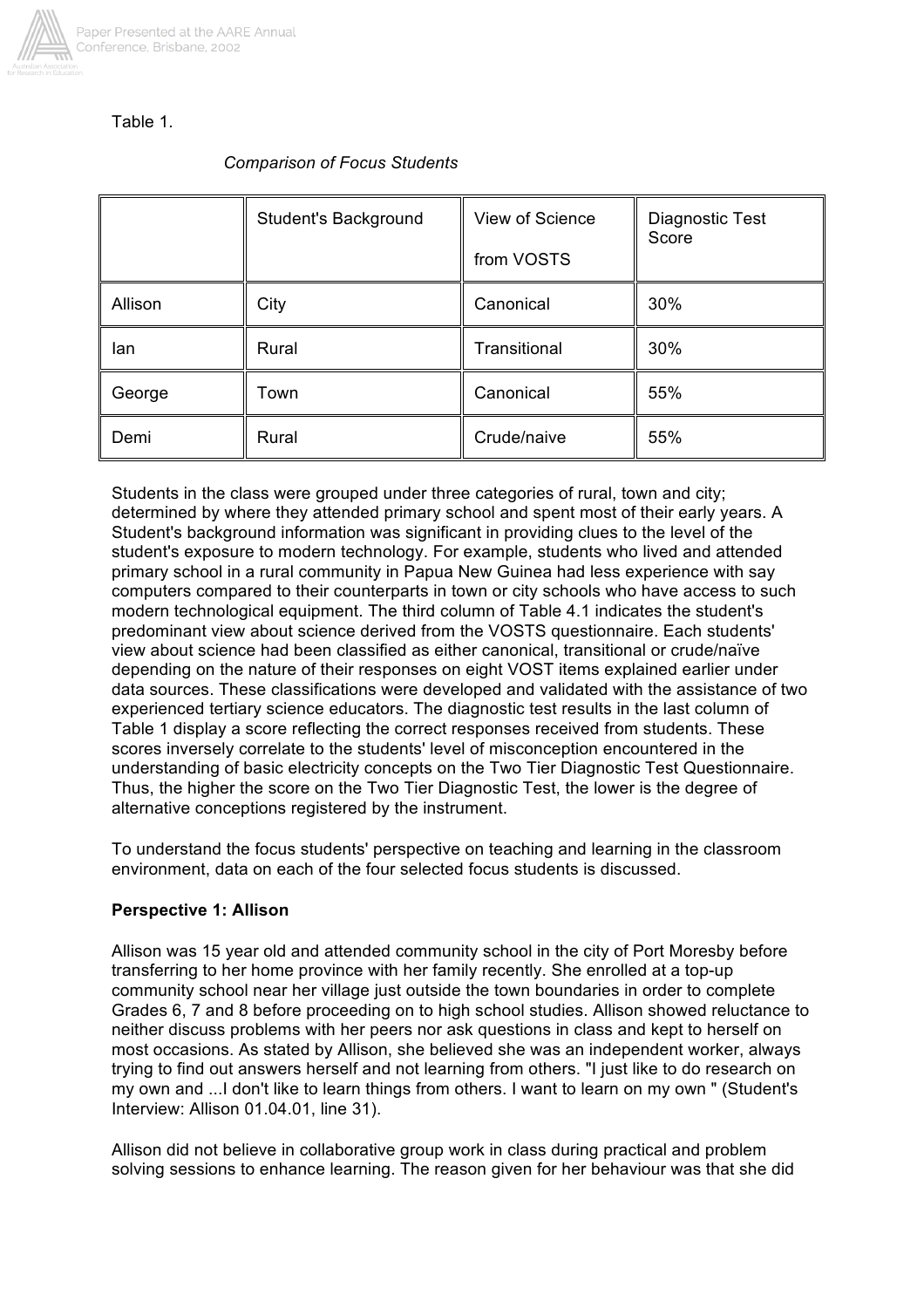Table 1.

*Comparison of Focus Students*

| | Student's Background | View of Science from VOSTS | Diagnostic Test Score |
|---|---|---|---|
| Allison | City | Canonical | 30% |
| Ian | Rural | Transitional | 30% |
| George | Town | Canonical | 55% |
| Demi | Rural | Crude/naive | 55% |

Students in the class were grouped under three categories of rural, town and city; determined by where they attended primary school and spent most of their early years. A Student's background information was significant in providing clues to the level of the student's exposure to modern technology. For example, students who lived and attended primary school in a rural community in Papua New Guinea had less experience with say computers compared to their counterparts in town or city schools who have access to such modern technological equipment. The third column of Table 4.1 indicates the student's predominant view about science derived from the VOSTS questionnaire. Each students' view about science had been classified as either canonical, transitional or crude/naïve depending on the nature of their responses on eight VOST items explained earlier under data sources. These classifications were developed and validated with the assistance of two experienced tertiary science educators. The diagnostic test results in the last column of Table 1 display a score reflecting the correct responses received from students. These scores inversely correlate to the students' level of misconception encountered in the understanding of basic electricity concepts on the Two Tier Diagnostic Test Questionnaire. Thus, the higher the score on the Two Tier Diagnostic Test, the lower is the degree of alternative conceptions registered by the instrument.

To understand the focus students' perspective on teaching and learning in the classroom environment, data on each of the four selected focus students is discussed.

**Perspective 1: Allison**

Allison was 15 year old and attended community school in the city of Port Moresby before transferring to her home province with her family recently. She enrolled at a top-up community school near her village just outside the town boundaries in order to complete Grades 6, 7 and 8 before proceeding on to high school studies. Allison showed reluctance to neither discuss problems with her peers nor ask questions in class and kept to herself on most occasions. As stated by Allison, she believed she was an independent worker, always trying to find out answers herself and not learning from others. "I just like to do research on my own and ...I don't like to learn things from others. I want to learn on my own " (Student's Interview: Allison 01.04.01, line 31).

Allison did not believe in collaborative group work in class during practical and problem solving sessions to enhance learning. The reason given for her behaviour was that she did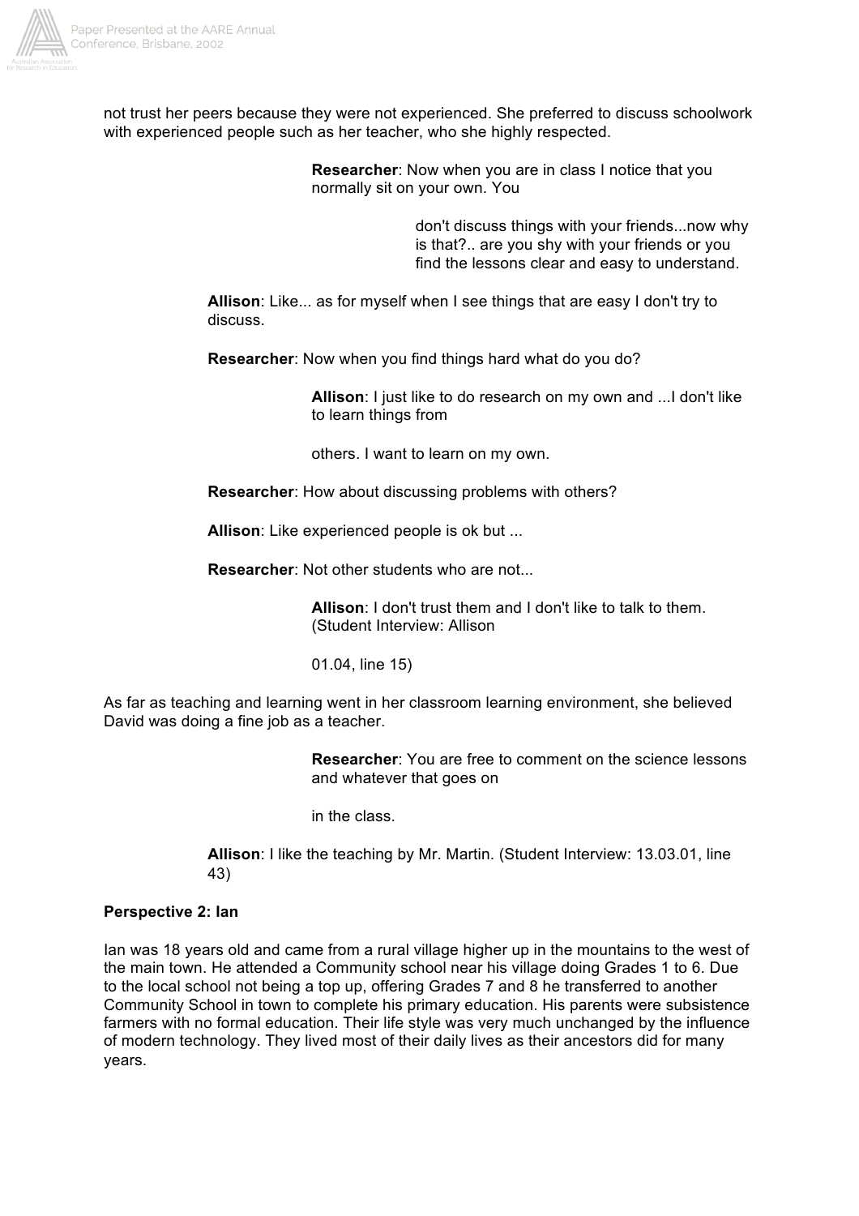not trust her peers because they were not experienced. She preferred to discuss schoolwork with experienced people such as her teacher, who she highly respected.

> **Researcher**: Now when you are in class I notice that you normally sit on your own. You don't discuss things with your friends...now why is that?.. are you shy with your friends or you find the lessons clear and easy to understand.
>
> **Allison**: Like... as for myself when I see things that are easy I don't try to discuss.
>
> **Researcher**: Now when you find things hard what do you do?
>
> **Allison**: I just like to do research on my own and ...I don't like to learn things from others. I want to learn on my own.
>
> **Researcher**: How about discussing problems with others?
>
> **Allison**: Like experienced people is ok but ...
>
> **Researcher**: Not other students who are not...
>
> **Allison**: I don't trust them and I don't like to talk to them. (Student Interview: Allison 01.04, line 15)

As far as teaching and learning went in her classroom learning environment, she believed David was doing a fine job as a teacher.

> **Researcher**: You are free to comment on the science lessons and whatever that goes on in the class.
>
> **Allison**: I like the teaching by Mr. Martin. (Student Interview: 13.03.01, line 43)

**Perspective 2: Ian**

Ian was 18 years old and came from a rural village higher up in the mountains to the west of the main town. He attended a Community school near his village doing Grades 1 to 6. Due to the local school not being a top up, offering Grades 7 and 8 he transferred to another Community School in town to complete his primary education. His parents were subsistence farmers with no formal education. Their life style was very much unchanged by the influence of modern technology. They lived most of their daily lives as their ancestors did for many years.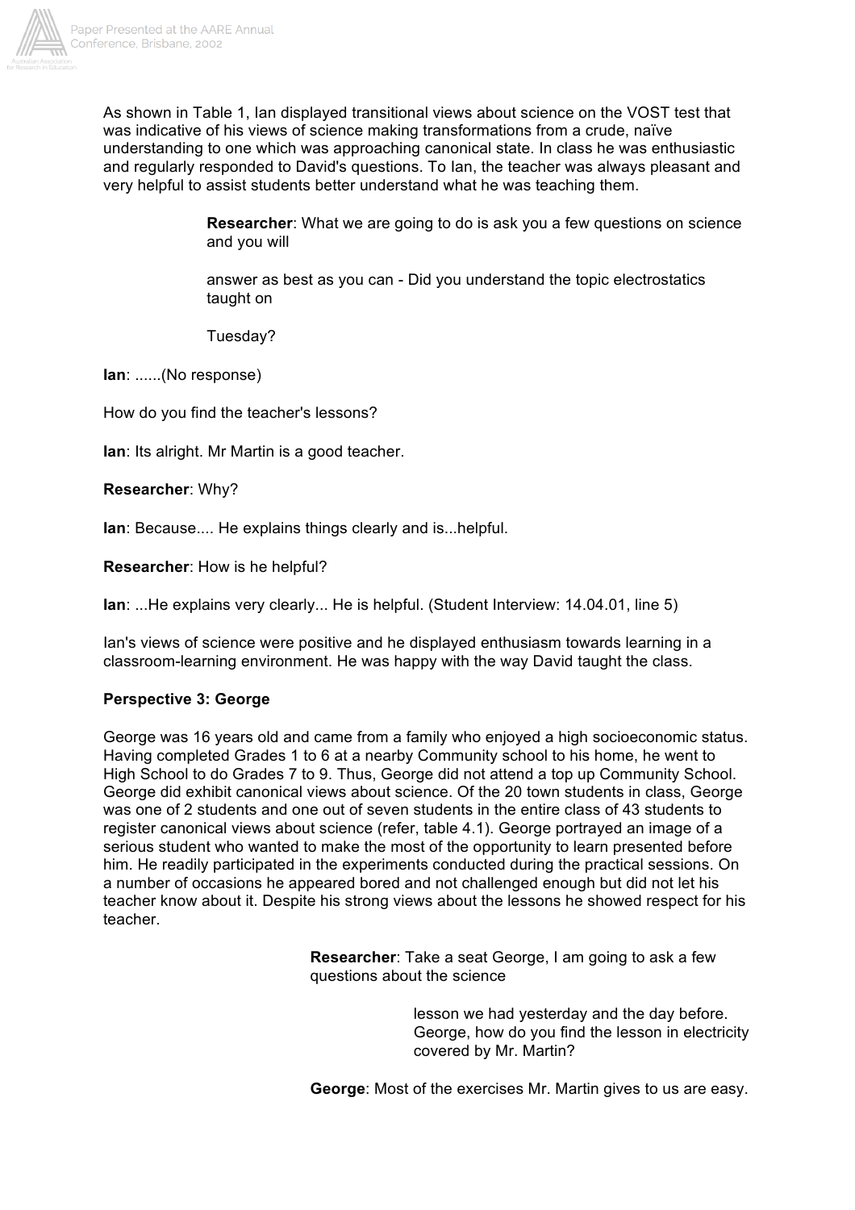As shown in Table 1, Ian displayed transitional views about science on the VOST test that was indicative of his views of science making transformations from a crude, naïve understanding to one which was approaching canonical state. In class he was enthusiastic and regularly responded to David's questions. To Ian, the teacher was always pleasant and very helpful to assist students better understand what he was teaching them.

> **Researcher**: What we are going to do is ask you a few questions on science and you will
>
> answer as best as you can - Did you understand the topic electrostatics taught on
>
> Tuesday?

**Ian**: ......(No response)

How do you find the teacher's lessons?

**Ian**: Its alright. Mr Martin is a good teacher.

**Researcher**: Why?

**Ian**: Because.... He explains things clearly and is...helpful.

**Researcher**: How is he helpful?

**Ian**: ...He explains very clearly... He is helpful. (Student Interview: 14.04.01, line 5)

Ian's views of science were positive and he displayed enthusiasm towards learning in a classroom-learning environment. He was happy with the way David taught the class.

**Perspective 3: George**

George was 16 years old and came from a family who enjoyed a high socioeconomic status. Having completed Grades 1 to 6 at a nearby Community school to his home, he went to High School to do Grades 7 to 9. Thus, George did not attend a top up Community School. George did exhibit canonical views about science. Of the 20 town students in class, George was one of 2 students and one out of seven students in the entire class of 43 students to register canonical views about science (refer, table 4.1). George portrayed an image of a serious student who wanted to make the most of the opportunity to learn presented before him. He readily participated in the experiments conducted during the practical sessions. On a number of occasions he appeared bored and not challenged enough but did not let his teacher know about it. Despite his strong views about the lessons he showed respect for his teacher.

> **Researcher**: Take a seat George, I am going to ask a few questions about the science
>
> lesson we had yesterday and the day before. George, how do you find the lesson in electricity covered by Mr. Martin?
>
> **George**: Most of the exercises Mr. Martin gives to us are easy.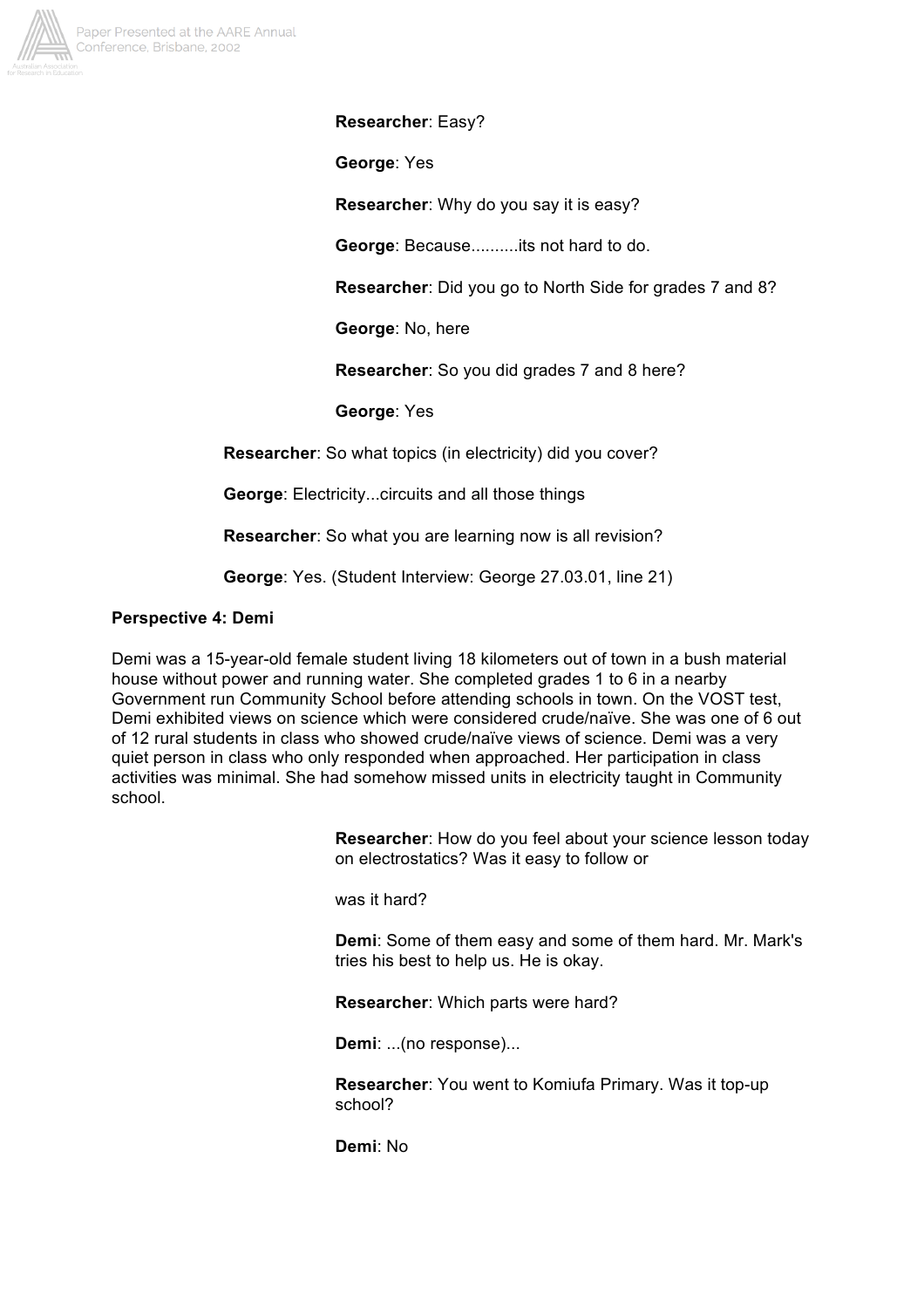**Researcher**: Easy?

**George**: Yes

**Researcher**: Why do you say it is easy?

**George**: Because..........its not hard to do.

**Researcher**: Did you go to North Side for grades 7 and 8?

**George**: No, here

**Researcher**: So you did grades 7 and 8 here?

**George**: Yes

**Researcher**: So what topics (in electricity) did you cover?

**George**: Electricity...circuits and all those things

**Researcher**: So what you are learning now is all revision?

**George**: Yes. (Student Interview: George 27.03.01, line 21)

**Perspective 4: Demi**

Demi was a 15-year-old female student living 18 kilometers out of town in a bush material house without power and running water. She completed grades 1 to 6 in a nearby Government run Community School before attending schools in town. On the VOST test, Demi exhibited views on science which were considered crude/naïve. She was one of 6 out of 12 rural students in class who showed crude/naïve views of science. Demi was a very quiet person in class who only responded when approached. Her participation in class activities was minimal. She had somehow missed units in electricity taught in Community school.

**Researcher**: How do you feel about your science lesson today on electrostatics? Was it easy to follow or

was it hard?

**Demi**: Some of them easy and some of them hard. Mr. Mark's tries his best to help us. He is okay.

**Researcher**: Which parts were hard?

**Demi**: ...(no response)...

**Researcher**: You went to Komiufa Primary. Was it top-up school?

**Demi**: No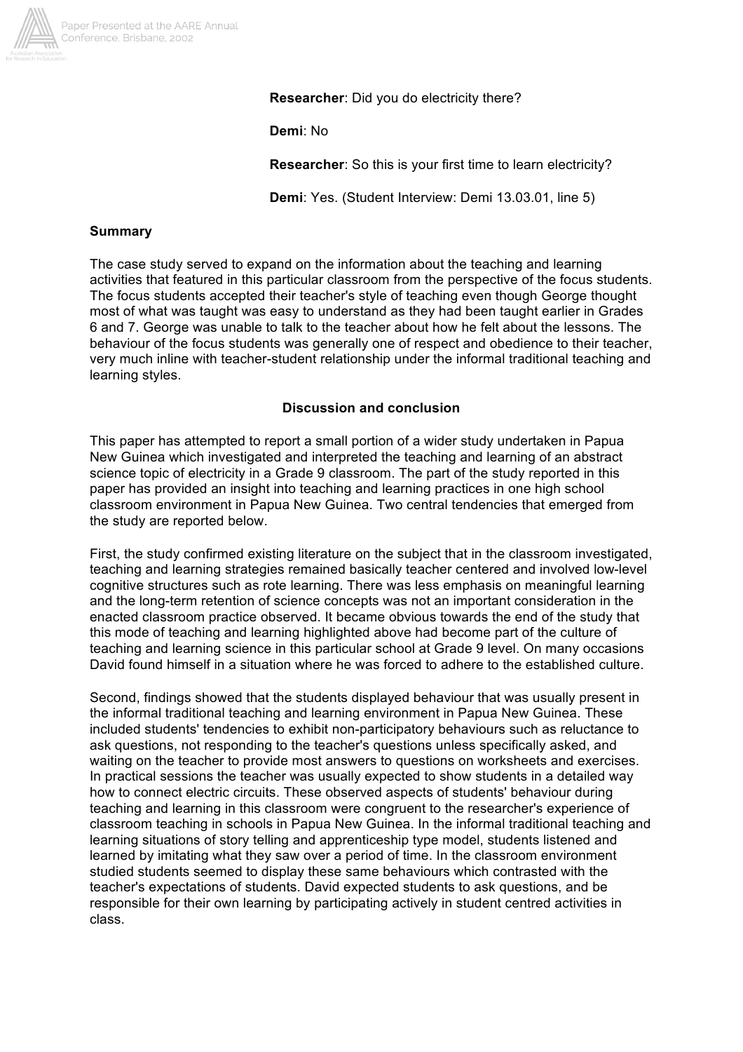**Researcher**: Did you do electricity there?

**Demi**: No

**Researcher**: So this is your first time to learn electricity?

**Demi**: Yes. (Student Interview: Demi 13.03.01, line 5)

**Summary**

The case study served to expand on the information about the teaching and learning activities that featured in this particular classroom from the perspective of the focus students. The focus students accepted their teacher's style of teaching even though George thought most of what was taught was easy to understand as they had been taught earlier in Grades 6 and 7. George was unable to talk to the teacher about how he felt about the lessons. The behaviour of the focus students was generally one of respect and obedience to their teacher, very much inline with teacher-student relationship under the informal traditional teaching and learning styles.

## Discussion and conclusion

This paper has attempted to report a small portion of a wider study undertaken in Papua New Guinea which investigated and interpreted the teaching and learning of an abstract science topic of electricity in a Grade 9 classroom. The part of the study reported in this paper has provided an insight into teaching and learning practices in one high school classroom environment in Papua New Guinea. Two central tendencies that emerged from the study are reported below.

First, the study confirmed existing literature on the subject that in the classroom investigated, teaching and learning strategies remained basically teacher centered and involved low-level cognitive structures such as rote learning. There was less emphasis on meaningful learning and the long-term retention of science concepts was not an important consideration in the enacted classroom practice observed. It became obvious towards the end of the study that this mode of teaching and learning highlighted above had become part of the culture of teaching and learning science in this particular school at Grade 9 level. On many occasions David found himself in a situation where he was forced to adhere to the established culture.

Second, findings showed that the students displayed behaviour that was usually present in the informal traditional teaching and learning environment in Papua New Guinea. These included students' tendencies to exhibit non-participatory behaviours such as reluctance to ask questions, not responding to the teacher's questions unless specifically asked, and waiting on the teacher to provide most answers to questions on worksheets and exercises. In practical sessions the teacher was usually expected to show students in a detailed way how to connect electric circuits. These observed aspects of students' behaviour during teaching and learning in this classroom were congruent to the researcher's experience of classroom teaching in schools in Papua New Guinea. In the informal traditional teaching and learning situations of story telling and apprenticeship type model, students listened and learned by imitating what they saw over a period of time. In the classroom environment studied students seemed to display these same behaviours which contrasted with the teacher's expectations of students. David expected students to ask questions, and be responsible for their own learning by participating actively in student centred activities in class.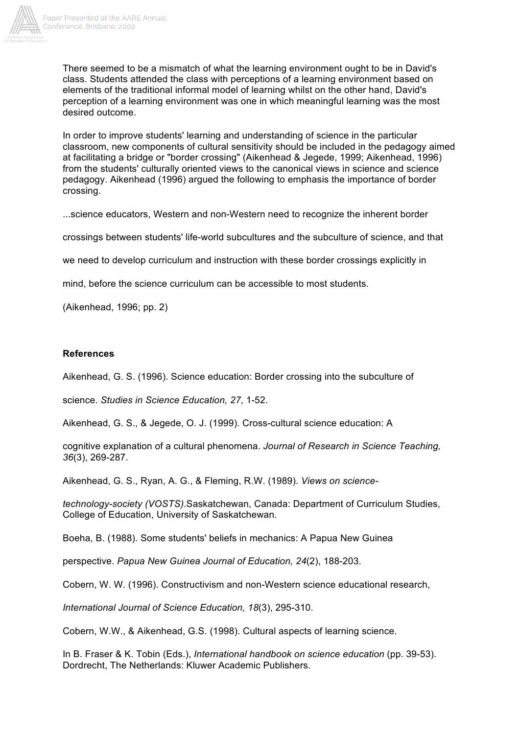There seemed to be a mismatch of what the learning environment ought to be in David's class. Students attended the class with perceptions of a learning environment based on elements of the traditional informal model of learning whilst on the other hand, David's perception of a learning environment was one in which meaningful learning was the most desired outcome.

In order to improve students' learning and understanding of science in the particular classroom, new components of cultural sensitivity should be included in the pedagogy aimed at facilitating a bridge or "border crossing" (Aikenhead & Jegede, 1999; Aikenhead, 1996) from the students' culturally oriented views to the canonical views in science and science pedagogy. Aikenhead (1996) argued the following to emphasis the importance of border crossing.

...science educators, Western and non-Western need to recognize the inherent border crossings between students' life-world subcultures and the subculture of science, and that we need to develop curriculum and instruction with these border crossings explicitly in mind, before the science curriculum can be accessible to most students.

(Aikenhead, 1996; pp. 2)

## References

Aikenhead, G. S. (1996). Science education: Border crossing into the subculture of science. *Studies in Science Education, 27*, 1-52.

Aikenhead, G. S., & Jegede, O. J. (1999). Cross-cultural science education: A cognitive explanation of a cultural phenomena. *Journal of Research in Science Teaching, 36*(3), 269-287.

Aikenhead, G. S., Ryan, A. G., & Fleming, R.W. (1989). *Views on science-technology-society (VOSTS)*.Saskatchewan, Canada: Department of Curriculum Studies, College of Education, University of Saskatchewan.

Boeha, B. (1988). Some students' beliefs in mechanics: A Papua New Guinea perspective. *Papua New Guinea Journal of Education, 24*(2), 188-203.

Cobern, W. W. (1996). Constructivism and non-Western science educational research, *International Journal of Science Education, 18*(3), 295-310.

Cobern, W.W., & Aikenhead, G.S. (1998). Cultural aspects of learning science. In B. Fraser & K. Tobin (Eds.), *International handbook on science education* (pp. 39-53). Dordrecht, The Netherlands: Kluwer Academic Publishers.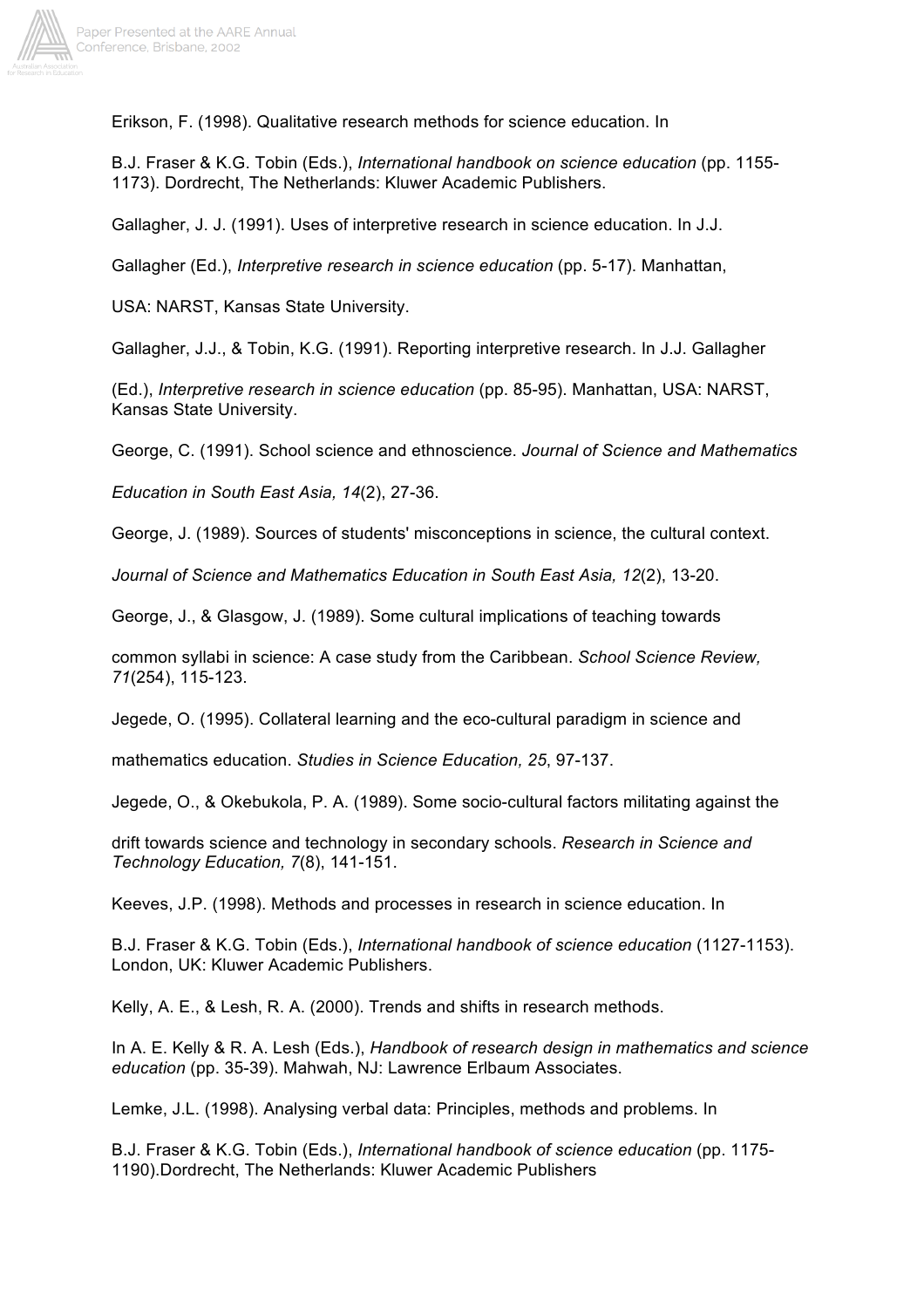Erikson, F. (1998). Qualitative research methods for science education. In

B.J. Fraser & K.G. Tobin (Eds.), *International handbook on science education* (pp. 1155-1173). Dordrecht, The Netherlands: Kluwer Academic Publishers.

Gallagher, J. J. (1991). Uses of interpretive research in science education. In J.J.

Gallagher (Ed.), *Interpretive research in science education* (pp. 5-17). Manhattan,

USA: NARST, Kansas State University.

Gallagher, J.J., & Tobin, K.G. (1991). Reporting interpretive research. In J.J. Gallagher

(Ed.), *Interpretive research in science education* (pp. 85-95). Manhattan, USA: NARST, Kansas State University.

George, C. (1991). School science and ethnoscience. *Journal of Science and Mathematics*

*Education in South East Asia, 14*(2), 27-36.

George, J. (1989). Sources of students' misconceptions in science, the cultural context.

*Journal of Science and Mathematics Education in South East Asia, 12*(2), 13-20.

George, J., & Glasgow, J. (1989). Some cultural implications of teaching towards

common syllabi in science: A case study from the Caribbean. *School Science Review, 71*(254), 115-123.

Jegede, O. (1995). Collateral learning and the eco-cultural paradigm in science and

mathematics education. *Studies in Science Education, 25*, 97-137.

Jegede, O., & Okebukola, P. A. (1989). Some socio-cultural factors militating against the

drift towards science and technology in secondary schools. *Research in Science and Technology Education, 7*(8), 141-151.

Keeves, J.P. (1998). Methods and processes in research in science education. In

B.J. Fraser & K.G. Tobin (Eds.), *International handbook of science education* (1127-1153). London, UK: Kluwer Academic Publishers.

Kelly, A. E., & Lesh, R. A. (2000). Trends and shifts in research methods.

In A. E. Kelly & R. A. Lesh (Eds.), *Handbook of research design in mathematics and science education* (pp. 35-39). Mahwah, NJ: Lawrence Erlbaum Associates.

Lemke, J.L. (1998). Analysing verbal data: Principles, methods and problems. In

B.J. Fraser & K.G. Tobin (Eds.), *International handbook of science education* (pp. 1175-1190).Dordrecht, The Netherlands: Kluwer Academic Publishers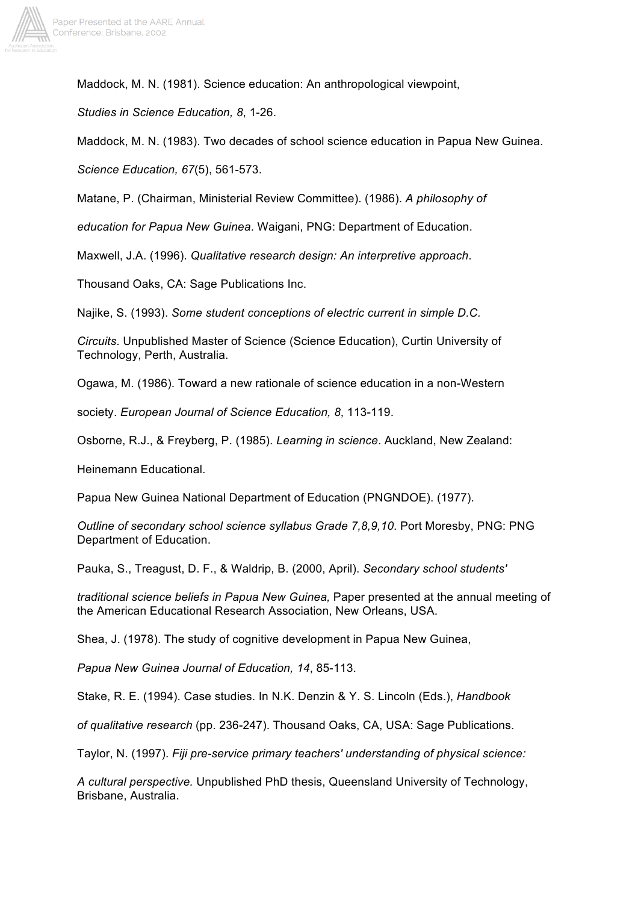Maddock, M. N. (1981). Science education: An anthropological viewpoint, *Studies in Science Education, 8*, 1-26.

Maddock, M. N. (1983). Two decades of school science education in Papua New Guinea. *Science Education, 67*(5), 561-573.

Matane, P. (Chairman, Ministerial Review Committee). (1986). *A philosophy of education for Papua New Guinea*. Waigani, PNG: Department of Education.

Maxwell, J.A. (1996). *Qualitative research design: An interpretive approach*. Thousand Oaks, CA: Sage Publications Inc.

Najike, S. (1993). *Some student conceptions of electric current in simple D.C. Circuits*. Unpublished Master of Science (Science Education), Curtin University of Technology, Perth, Australia.

Ogawa, M. (1986). Toward a new rationale of science education in a non-Western society. *European Journal of Science Education, 8*, 113-119.

Osborne, R.J., & Freyberg, P. (1985). *Learning in science*. Auckland, New Zealand: Heinemann Educational.

Papua New Guinea National Department of Education (PNGNDOE). (1977). *Outline of secondary school science syllabus Grade 7,8,9,10*. Port Moresby, PNG: PNG Department of Education.

Pauka, S., Treagust, D. F., & Waldrip, B. (2000, April). *Secondary school students' traditional science beliefs in Papua New Guinea,* Paper presented at the annual meeting of the American Educational Research Association, New Orleans, USA.

Shea, J. (1978). The study of cognitive development in Papua New Guinea, *Papua New Guinea Journal of Education, 14*, 85-113.

Stake, R. E. (1994). Case studies. In N.K. Denzin & Y. S. Lincoln (Eds.), *Handbook of qualitative research* (pp. 236-247). Thousand Oaks, CA, USA: Sage Publications.

Taylor, N. (1997). *Fiji pre-service primary teachers' understanding of physical science: A cultural perspective.* Unpublished PhD thesis, Queensland University of Technology, Brisbane, Australia.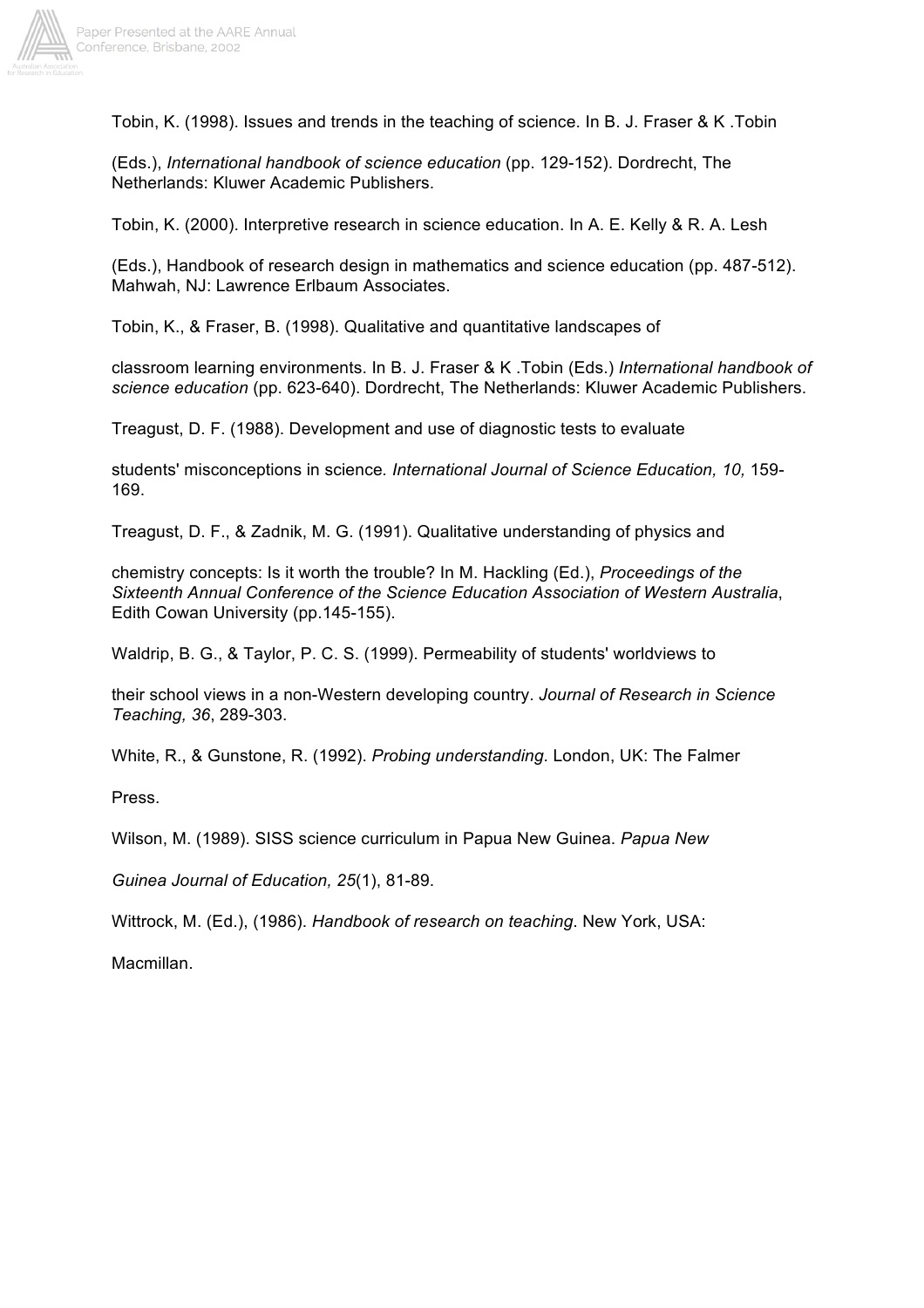Tobin, K. (1998). Issues and trends in the teaching of science. In B. J. Fraser & K .Tobin (Eds.), *International handbook of science education* (pp. 129-152). Dordrecht, The Netherlands: Kluwer Academic Publishers.

Tobin, K. (2000). Interpretive research in science education. In A. E. Kelly & R. A. Lesh (Eds.), Handbook of research design in mathematics and science education (pp. 487-512). Mahwah, NJ: Lawrence Erlbaum Associates.

Tobin, K., & Fraser, B. (1998). Qualitative and quantitative landscapes of classroom learning environments. In B. J. Fraser & K .Tobin (Eds.) *International handbook of science education* (pp. 623-640). Dordrecht, The Netherlands: Kluwer Academic Publishers.

Treagust, D. F. (1988). Development and use of diagnostic tests to evaluate students' misconceptions in science*. International Journal of Science Education, 10,* 159-169.

Treagust, D. F., & Zadnik, M. G. (1991). Qualitative understanding of physics and chemistry concepts: Is it worth the trouble? In M. Hackling (Ed.), *Proceedings of the Sixteenth Annual Conference of the Science Education Association of Western Australia*, Edith Cowan University (pp.145-155).

Waldrip, B. G., & Taylor, P. C. S. (1999). Permeability of students' worldviews to their school views in a non-Western developing country. *Journal of Research in Science Teaching, 36*, 289-303.

White, R., & Gunstone, R. (1992). *Probing understanding*. London, UK: The Falmer Press.

Wilson, M. (1989). SISS science curriculum in Papua New Guinea. *Papua New Guinea Journal of Education, 25*(1), 81-89.

Wittrock, M. (Ed.), (1986). *Handbook of research on teaching*. New York, USA: Macmillan.